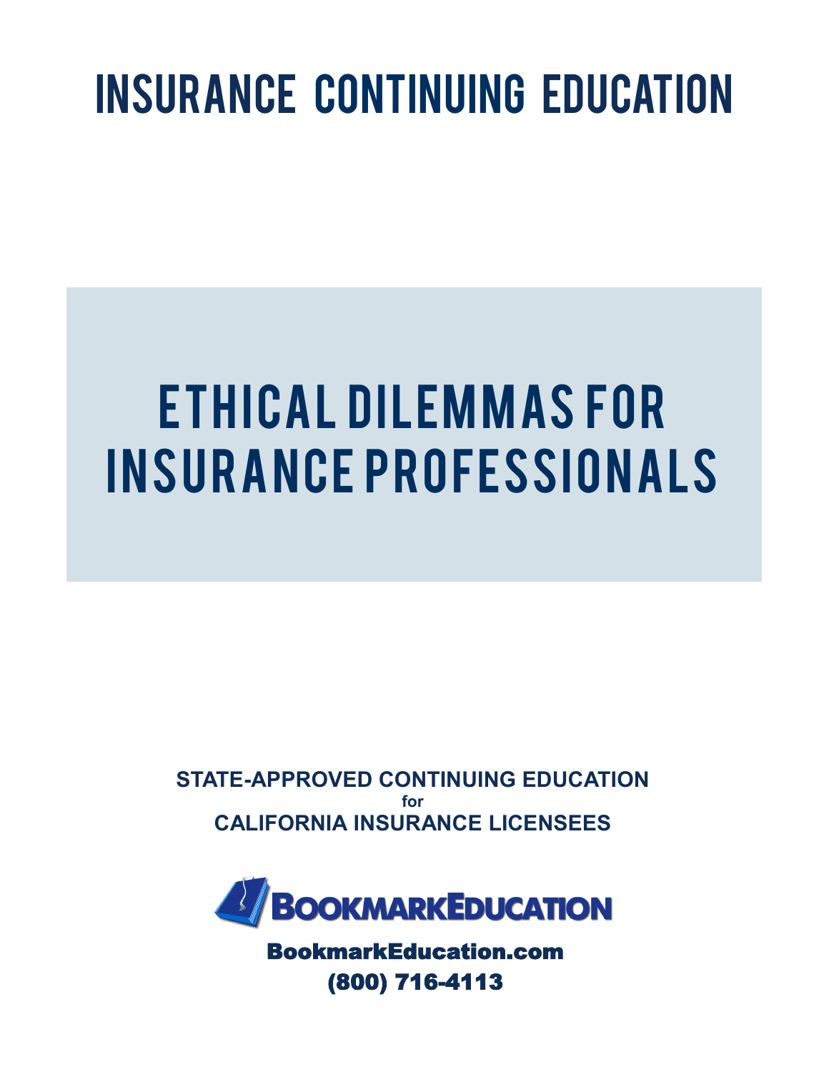# INSURANCE CONTINUING EDUCATION

# ETHICAL DILEMMAS FOR INSURANCE PROFESSIONALS

**STATE-APPROVED CONTINUING EDUCATION**
**for**
**CALIFORNIA INSURANCE LICENSEES**

**BOOKMARKEDUCATION**

**BookmarkEducation.com**
**(800) 716-4113**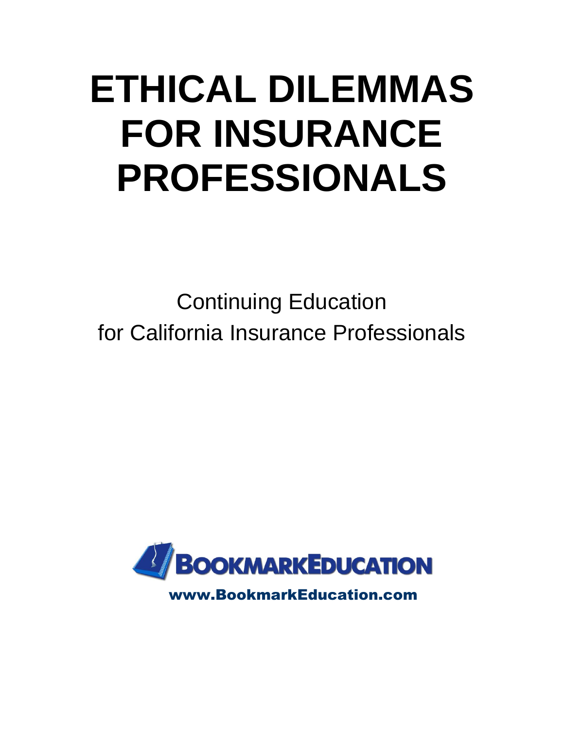# ETHICAL DILEMMAS FOR INSURANCE PROFESSIONALS

Continuing Education
for California Insurance Professionals

BOOKMARKEDUCATION

www.BookmarkEducation.com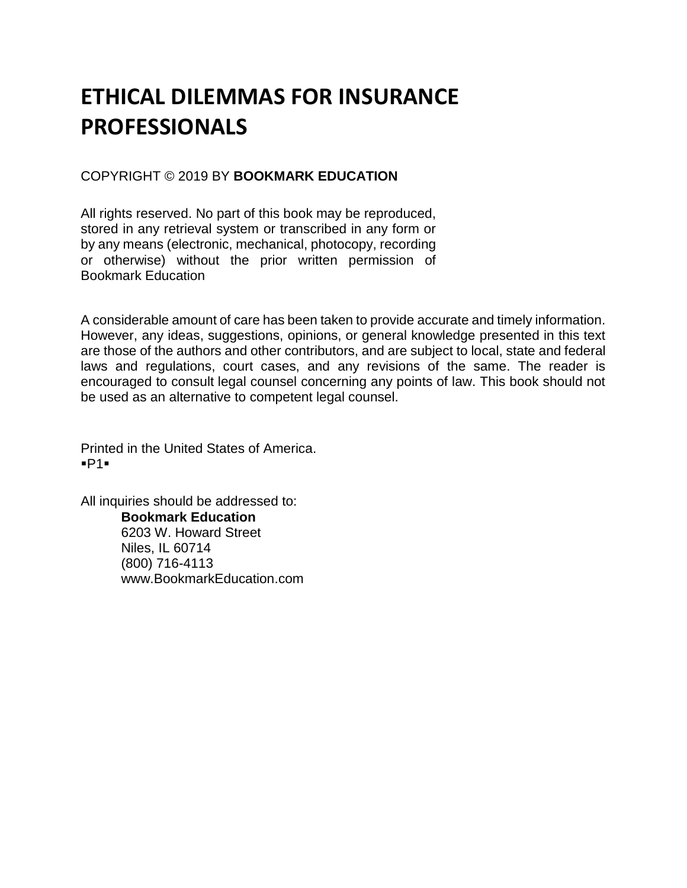# ETHICAL DILEMMAS FOR INSURANCE PROFESSIONALS

COPYRIGHT © 2019 BY **BOOKMARK EDUCATION**

All rights reserved. No part of this book may be reproduced, stored in any retrieval system or transcribed in any form or by any means (electronic, mechanical, photocopy, recording or otherwise) without the prior written permission of Bookmark Education

A considerable amount of care has been taken to provide accurate and timely information. However, any ideas, suggestions, opinions, or general knowledge presented in this text are those of the authors and other contributors, and are subject to local, state and federal laws and regulations, court cases, and any revisions of the same. The reader is encouraged to consult legal counsel concerning any points of law. This book should not be used as an alternative to competent legal counsel.

Printed in the United States of America.
▪P1▪

All inquiries should be addressed to:

**Bookmark Education**
6203 W. Howard Street
Niles, IL 60714
(800) 716-4113
www.BookmarkEducation.com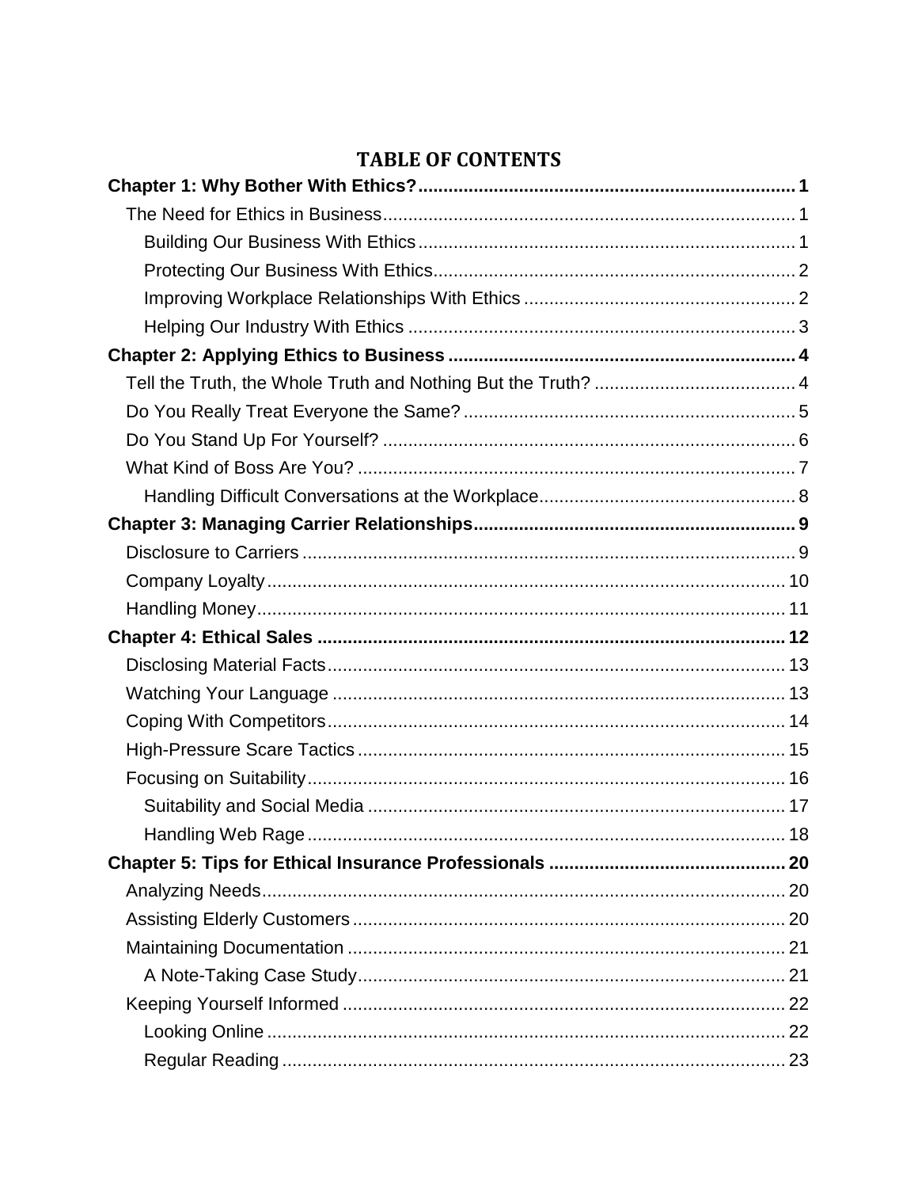# TABLE OF CONTENTS

**Chapter 1: Why Bother With Ethics? .......... 1**

- The Need for Ethics in Business .......... 1
  - Building Our Business With Ethics .......... 1
  - Protecting Our Business With Ethics .......... 2
  - Improving Workplace Relationships With Ethics .......... 2
  - Helping Our Industry With Ethics .......... 3

**Chapter 2: Applying Ethics to Business .......... 4**

- Tell the Truth, the Whole Truth and Nothing But the Truth? .......... 4
- Do You Really Treat Everyone the Same? .......... 5
- Do You Stand Up For Yourself? .......... 6
- What Kind of Boss Are You? .......... 7
  - Handling Difficult Conversations at the Workplace .......... 8

**Chapter 3: Managing Carrier Relationships .......... 9**

- Disclosure to Carriers .......... 9
- Company Loyalty .......... 10
- Handling Money .......... 11

**Chapter 4: Ethical Sales .......... 12**

- Disclosing Material Facts .......... 13
- Watching Your Language .......... 13
- Coping With Competitors .......... 14
- High-Pressure Scare Tactics .......... 15
- Focusing on Suitability .......... 16
  - Suitability and Social Media .......... 17
  - Handling Web Rage .......... 18

**Chapter 5: Tips for Ethical Insurance Professionals .......... 20**

- Analyzing Needs .......... 20
- Assisting Elderly Customers .......... 20
- Maintaining Documentation .......... 21
  - A Note-Taking Case Study .......... 21
- Keeping Yourself Informed .......... 22
  - Looking Online .......... 22
  - Regular Reading .......... 23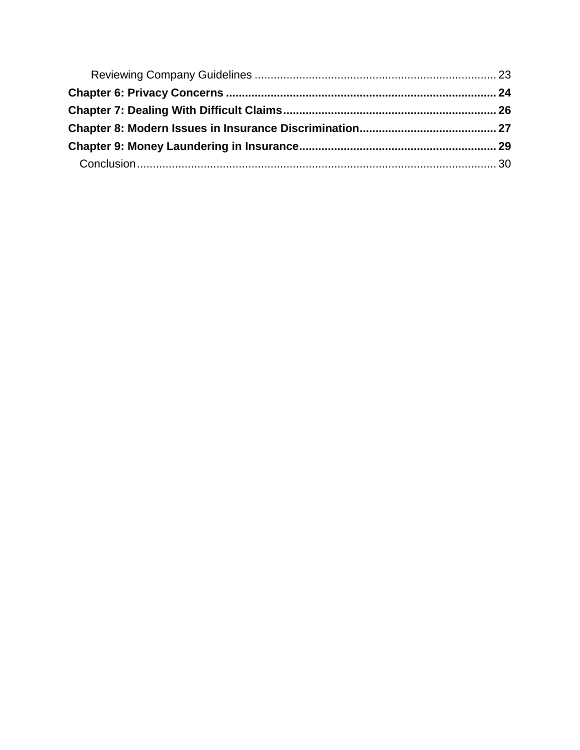Reviewing Company Guidelines ........................................................................... 23

**Chapter 6: Privacy Concerns** .................................................................................... **24**

**Chapter 7: Dealing With Difficult Claims** .................................................................. **26**

**Chapter 8: Modern Issues in Insurance Discrimination** .......................................... **27**

**Chapter 9: Money Laundering in Insurance** ............................................................ **29**

Conclusion .................................................................................................................. 30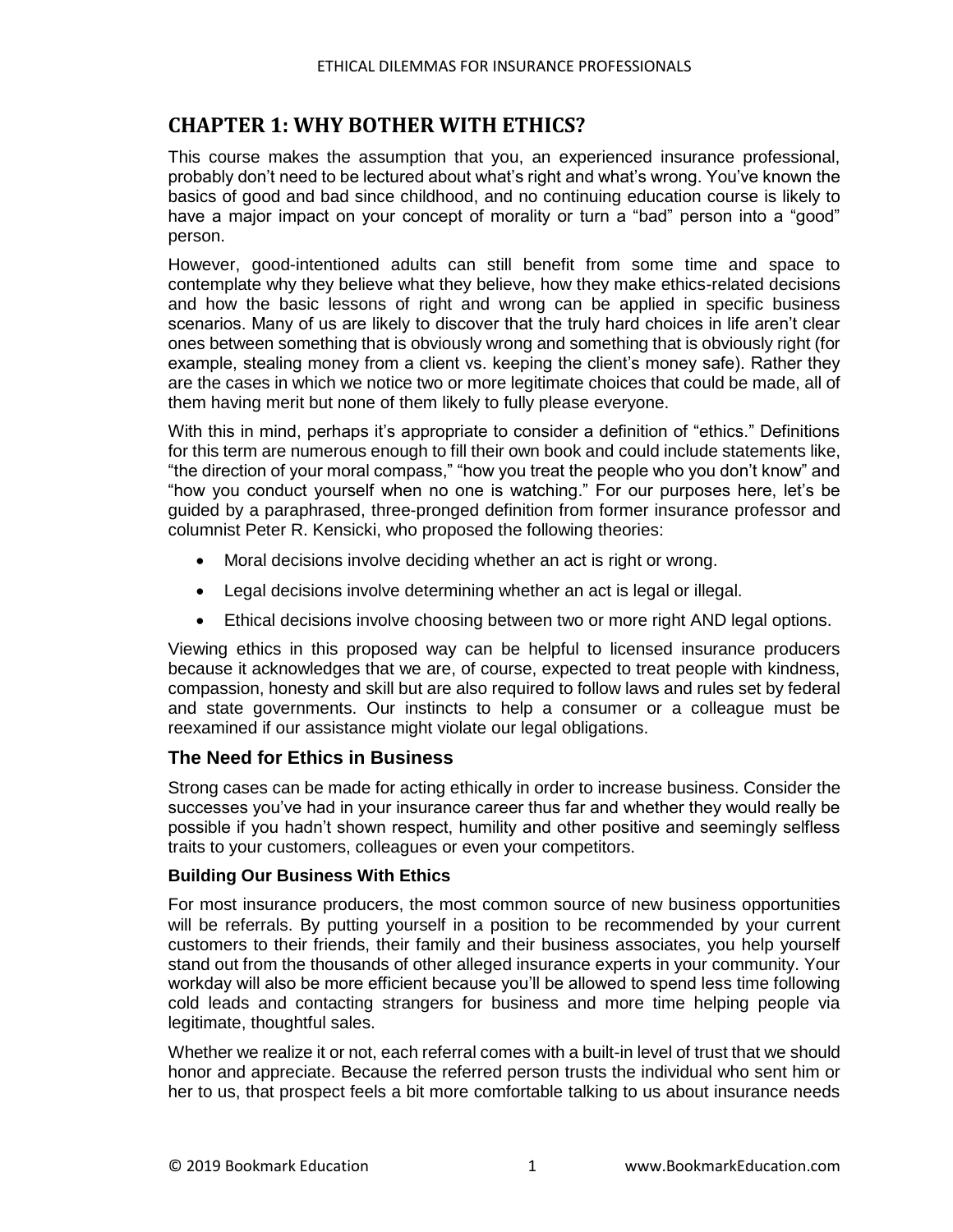# CHAPTER 1: WHY BOTHER WITH ETHICS?

This course makes the assumption that you, an experienced insurance professional, probably don't need to be lectured about what's right and what's wrong. You've known the basics of good and bad since childhood, and no continuing education course is likely to have a major impact on your concept of morality or turn a "bad" person into a "good" person.

However, good-intentioned adults can still benefit from some time and space to contemplate why they believe what they believe, how they make ethics-related decisions and how the basic lessons of right and wrong can be applied in specific business scenarios. Many of us are likely to discover that the truly hard choices in life aren't clear ones between something that is obviously wrong and something that is obviously right (for example, stealing money from a client vs. keeping the client's money safe). Rather they are the cases in which we notice two or more legitimate choices that could be made, all of them having merit but none of them likely to fully please everyone.

With this in mind, perhaps it's appropriate to consider a definition of "ethics." Definitions for this term are numerous enough to fill their own book and could include statements like, "the direction of your moral compass," "how you treat the people who you don't know" and "how you conduct yourself when no one is watching." For our purposes here, let's be guided by a paraphrased, three-pronged definition from former insurance professor and columnist Peter R. Kensicki, who proposed the following theories:

- Moral decisions involve deciding whether an act is right or wrong.
- Legal decisions involve determining whether an act is legal or illegal.
- Ethical decisions involve choosing between two or more right AND legal options.

Viewing ethics in this proposed way can be helpful to licensed insurance producers because it acknowledges that we are, of course, expected to treat people with kindness, compassion, honesty and skill but are also required to follow laws and rules set by federal and state governments. Our instincts to help a consumer or a colleague must be reexamined if our assistance might violate our legal obligations.

## The Need for Ethics in Business

Strong cases can be made for acting ethically in order to increase business. Consider the successes you've had in your insurance career thus far and whether they would really be possible if you hadn't shown respect, humility and other positive and seemingly selfless traits to your customers, colleagues or even your competitors.

### Building Our Business With Ethics

For most insurance producers, the most common source of new business opportunities will be referrals. By putting yourself in a position to be recommended by your current customers to their friends, their family and their business associates, you help yourself stand out from the thousands of other alleged insurance experts in your community. Your workday will also be more efficient because you'll be allowed to spend less time following cold leads and contacting strangers for business and more time helping people via legitimate, thoughtful sales.

Whether we realize it or not, each referral comes with a built-in level of trust that we should honor and appreciate. Because the referred person trusts the individual who sent him or her to us, that prospect feels a bit more comfortable talking to us about insurance needs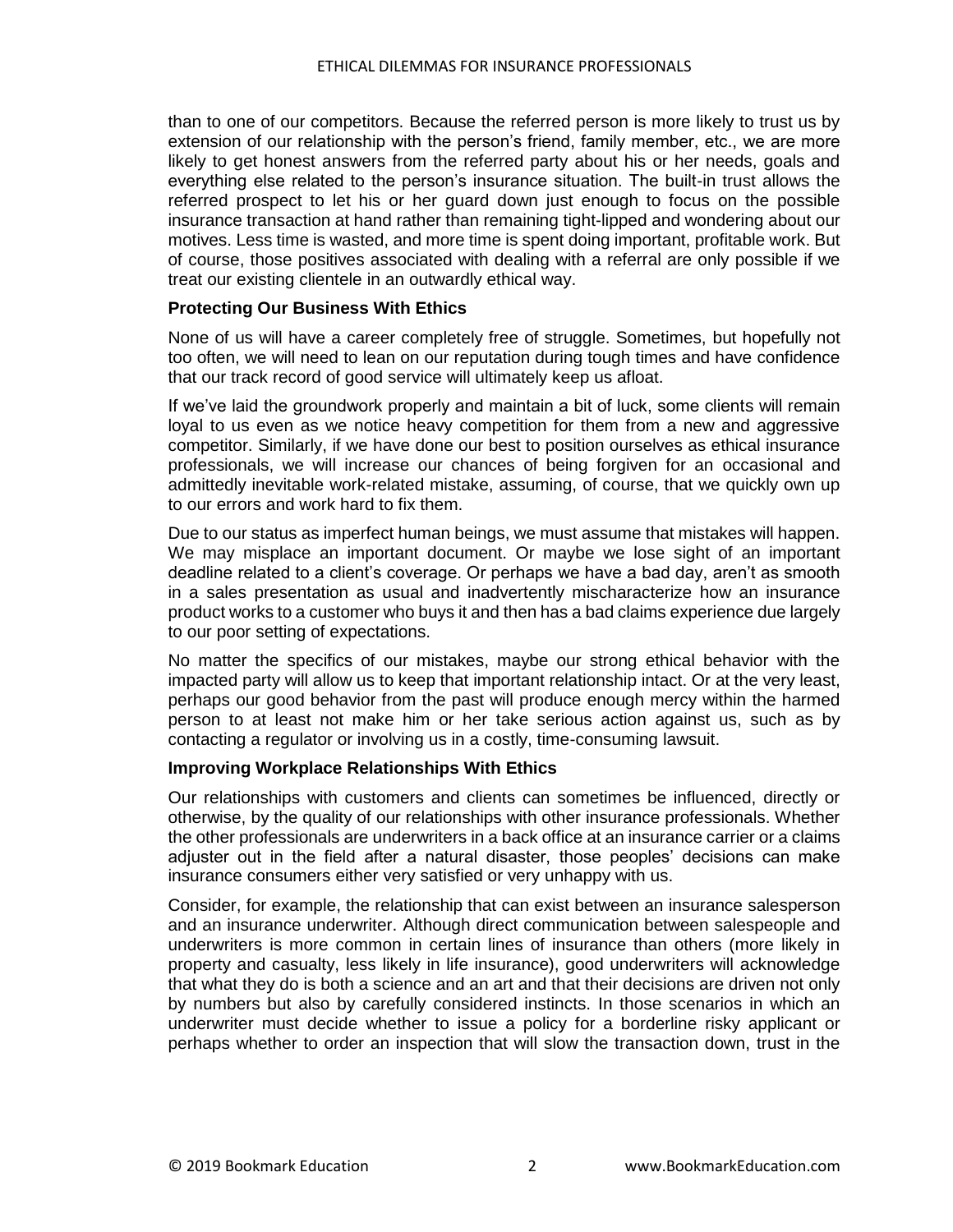than to one of our competitors. Because the referred person is more likely to trust us by extension of our relationship with the person's friend, family member, etc., we are more likely to get honest answers from the referred party about his or her needs, goals and everything else related to the person's insurance situation. The built-in trust allows the referred prospect to let his or her guard down just enough to focus on the possible insurance transaction at hand rather than remaining tight-lipped and wondering about our motives. Less time is wasted, and more time is spent doing important, profitable work. But of course, those positives associated with dealing with a referral are only possible if we treat our existing clientele in an outwardly ethical way.

**Protecting Our Business With Ethics**

None of us will have a career completely free of struggle. Sometimes, but hopefully not too often, we will need to lean on our reputation during tough times and have confidence that our track record of good service will ultimately keep us afloat.

If we've laid the groundwork properly and maintain a bit of luck, some clients will remain loyal to us even as we notice heavy competition for them from a new and aggressive competitor. Similarly, if we have done our best to position ourselves as ethical insurance professionals, we will increase our chances of being forgiven for an occasional and admittedly inevitable work-related mistake, assuming, of course, that we quickly own up to our errors and work hard to fix them.

Due to our status as imperfect human beings, we must assume that mistakes will happen. We may misplace an important document. Or maybe we lose sight of an important deadline related to a client's coverage. Or perhaps we have a bad day, aren't as smooth in a sales presentation as usual and inadvertently mischaracterize how an insurance product works to a customer who buys it and then has a bad claims experience due largely to our poor setting of expectations.

No matter the specifics of our mistakes, maybe our strong ethical behavior with the impacted party will allow us to keep that important relationship intact. Or at the very least, perhaps our good behavior from the past will produce enough mercy within the harmed person to at least not make him or her take serious action against us, such as by contacting a regulator or involving us in a costly, time-consuming lawsuit.

**Improving Workplace Relationships With Ethics**

Our relationships with customers and clients can sometimes be influenced, directly or otherwise, by the quality of our relationships with other insurance professionals. Whether the other professionals are underwriters in a back office at an insurance carrier or a claims adjuster out in the field after a natural disaster, those peoples' decisions can make insurance consumers either very satisfied or very unhappy with us.

Consider, for example, the relationship that can exist between an insurance salesperson and an insurance underwriter. Although direct communication between salespeople and underwriters is more common in certain lines of insurance than others (more likely in property and casualty, less likely in life insurance), good underwriters will acknowledge that what they do is both a science and an art and that their decisions are driven not only by numbers but also by carefully considered instincts. In those scenarios in which an underwriter must decide whether to issue a policy for a borderline risky applicant or perhaps whether to order an inspection that will slow the transaction down, trust in the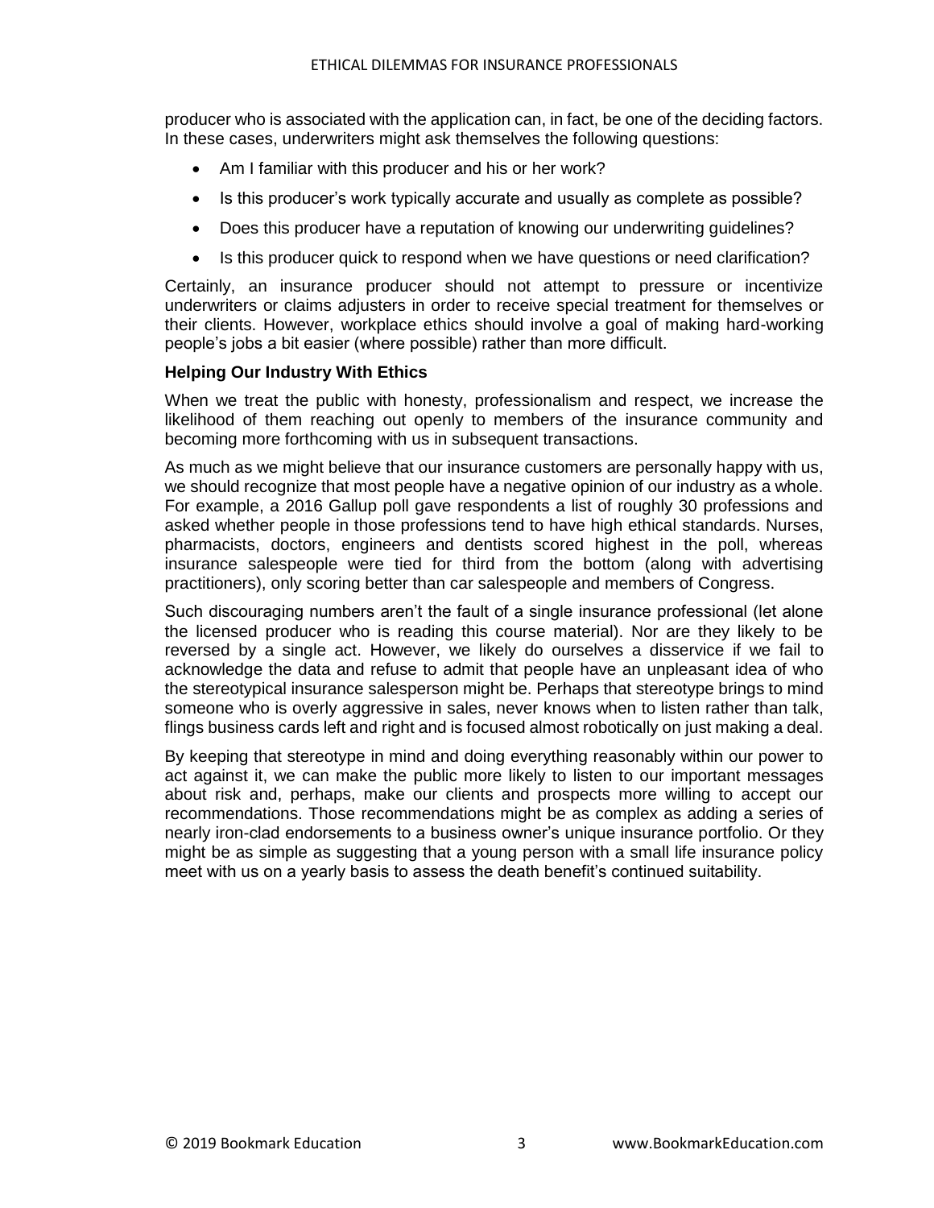producer who is associated with the application can, in fact, be one of the deciding factors. In these cases, underwriters might ask themselves the following questions:

- Am I familiar with this producer and his or her work?
- Is this producer's work typically accurate and usually as complete as possible?
- Does this producer have a reputation of knowing our underwriting guidelines?
- Is this producer quick to respond when we have questions or need clarification?

Certainly, an insurance producer should not attempt to pressure or incentivize underwriters or claims adjusters in order to receive special treatment for themselves or their clients. However, workplace ethics should involve a goal of making hard-working people's jobs a bit easier (where possible) rather than more difficult.

### Helping Our Industry With Ethics

When we treat the public with honesty, professionalism and respect, we increase the likelihood of them reaching out openly to members of the insurance community and becoming more forthcoming with us in subsequent transactions.

As much as we might believe that our insurance customers are personally happy with us, we should recognize that most people have a negative opinion of our industry as a whole. For example, a 2016 Gallup poll gave respondents a list of roughly 30 professions and asked whether people in those professions tend to have high ethical standards. Nurses, pharmacists, doctors, engineers and dentists scored highest in the poll, whereas insurance salespeople were tied for third from the bottom (along with advertising practitioners), only scoring better than car salespeople and members of Congress.

Such discouraging numbers aren't the fault of a single insurance professional (let alone the licensed producer who is reading this course material). Nor are they likely to be reversed by a single act. However, we likely do ourselves a disservice if we fail to acknowledge the data and refuse to admit that people have an unpleasant idea of who the stereotypical insurance salesperson might be. Perhaps that stereotype brings to mind someone who is overly aggressive in sales, never knows when to listen rather than talk, flings business cards left and right and is focused almost robotically on just making a deal.

By keeping that stereotype in mind and doing everything reasonably within our power to act against it, we can make the public more likely to listen to our important messages about risk and, perhaps, make our clients and prospects more willing to accept our recommendations. Those recommendations might be as complex as adding a series of nearly iron-clad endorsements to a business owner's unique insurance portfolio. Or they might be as simple as suggesting that a young person with a small life insurance policy meet with us on a yearly basis to assess the death benefit's continued suitability.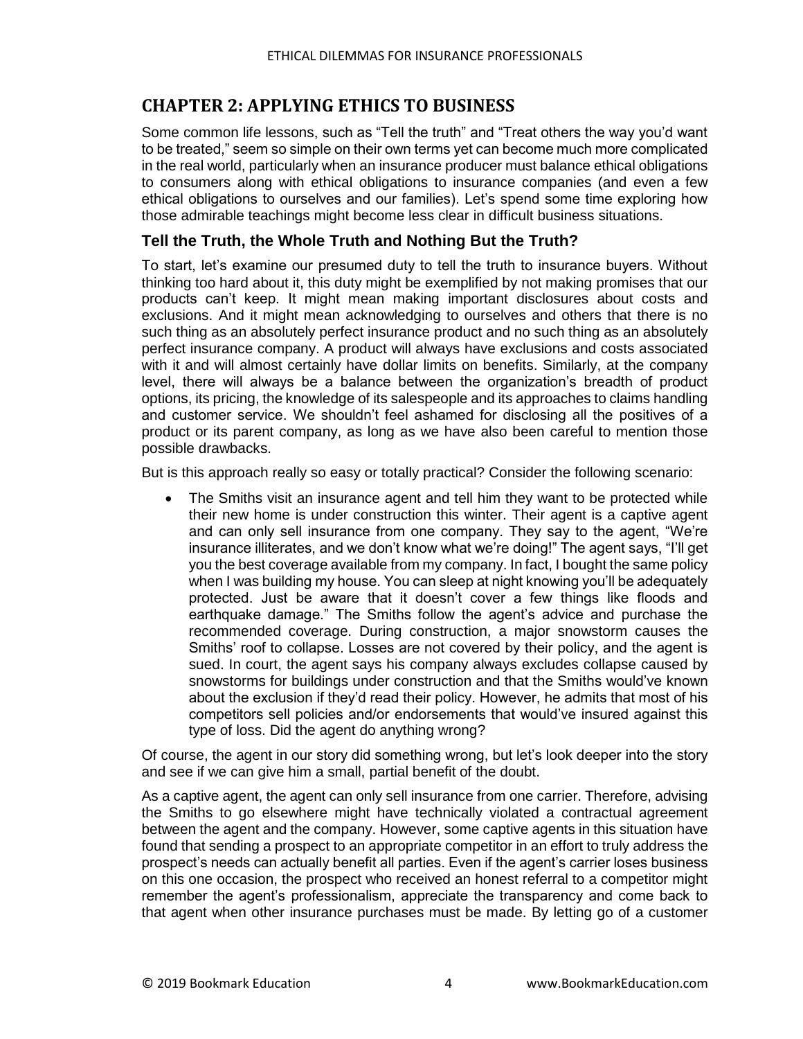# CHAPTER 2: APPLYING ETHICS TO BUSINESS

Some common life lessons, such as "Tell the truth" and "Treat others the way you'd want to be treated," seem so simple on their own terms yet can become much more complicated in the real world, particularly when an insurance producer must balance ethical obligations to consumers along with ethical obligations to insurance companies (and even a few ethical obligations to ourselves and our families). Let's spend some time exploring how those admirable teachings might become less clear in difficult business situations.

## Tell the Truth, the Whole Truth and Nothing But the Truth?

To start, let's examine our presumed duty to tell the truth to insurance buyers. Without thinking too hard about it, this duty might be exemplified by not making promises that our products can't keep. It might mean making important disclosures about costs and exclusions. And it might mean acknowledging to ourselves and others that there is no such thing as an absolutely perfect insurance product and no such thing as an absolutely perfect insurance company. A product will always have exclusions and costs associated with it and will almost certainly have dollar limits on benefits. Similarly, at the company level, there will always be a balance between the organization's breadth of product options, its pricing, the knowledge of its salespeople and its approaches to claims handling and customer service. We shouldn't feel ashamed for disclosing all the positives of a product or its parent company, as long as we have also been careful to mention those possible drawbacks.

But is this approach really so easy or totally practical? Consider the following scenario:

- The Smiths visit an insurance agent and tell him they want to be protected while their new home is under construction this winter. Their agent is a captive agent and can only sell insurance from one company. They say to the agent, "We're insurance illiterates, and we don't know what we're doing!" The agent says, "I'll get you the best coverage available from my company. In fact, I bought the same policy when I was building my house. You can sleep at night knowing you'll be adequately protected. Just be aware that it doesn't cover a few things like floods and earthquake damage." The Smiths follow the agent's advice and purchase the recommended coverage. During construction, a major snowstorm causes the Smiths' roof to collapse. Losses are not covered by their policy, and the agent is sued. In court, the agent says his company always excludes collapse caused by snowstorms for buildings under construction and that the Smiths would've known about the exclusion if they'd read their policy. However, he admits that most of his competitors sell policies and/or endorsements that would've insured against this type of loss. Did the agent do anything wrong?

Of course, the agent in our story did something wrong, but let's look deeper into the story and see if we can give him a small, partial benefit of the doubt.

As a captive agent, the agent can only sell insurance from one carrier. Therefore, advising the Smiths to go elsewhere might have technically violated a contractual agreement between the agent and the company. However, some captive agents in this situation have found that sending a prospect to an appropriate competitor in an effort to truly address the prospect's needs can actually benefit all parties. Even if the agent's carrier loses business on this one occasion, the prospect who received an honest referral to a competitor might remember the agent's professionalism, appreciate the transparency and come back to that agent when other insurance purchases must be made. By letting go of a customer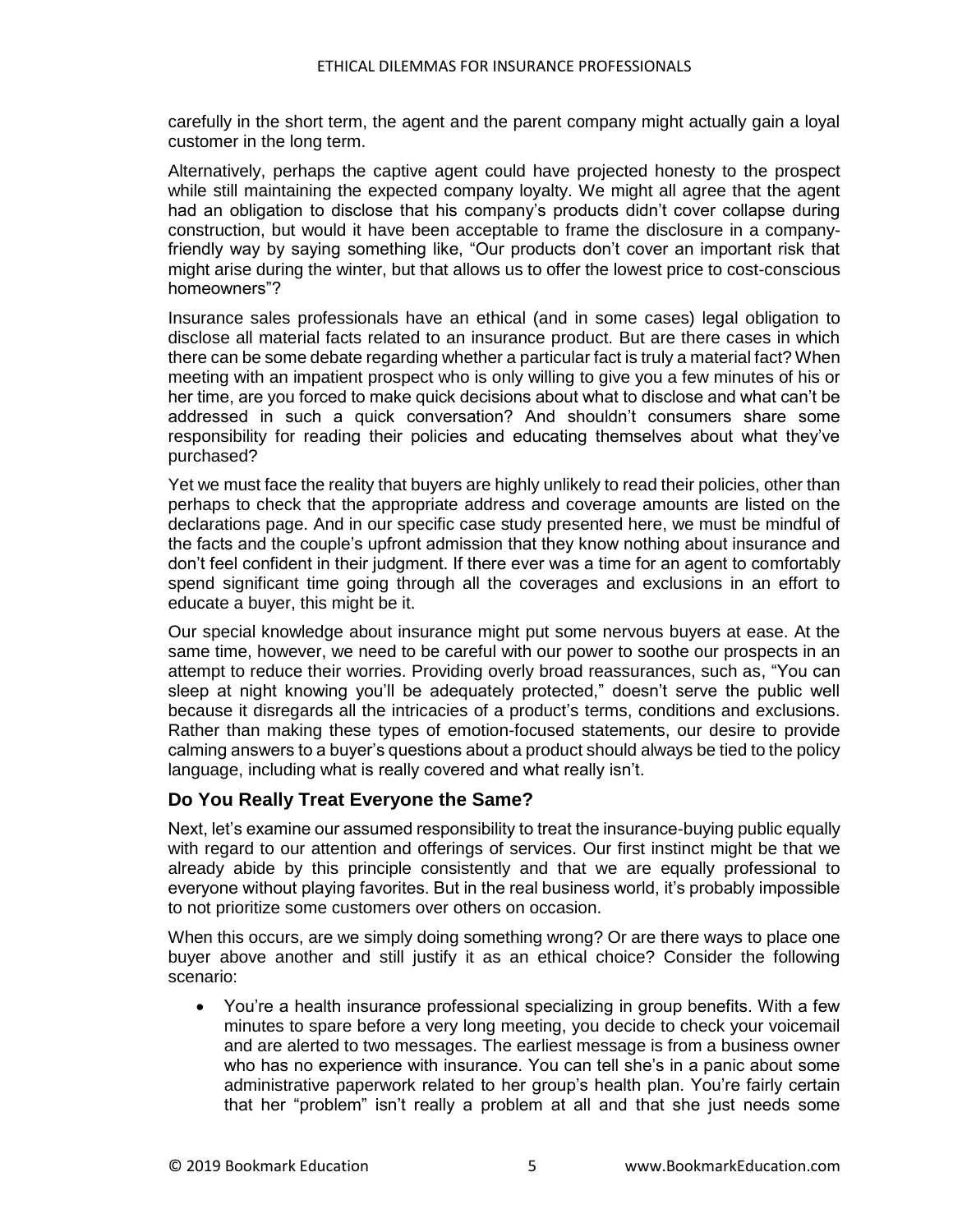carefully in the short term, the agent and the parent company might actually gain a loyal customer in the long term.

Alternatively, perhaps the captive agent could have projected honesty to the prospect while still maintaining the expected company loyalty. We might all agree that the agent had an obligation to disclose that his company's products didn't cover collapse during construction, but would it have been acceptable to frame the disclosure in a company-friendly way by saying something like, "Our products don't cover an important risk that might arise during the winter, but that allows us to offer the lowest price to cost-conscious homeowners"?

Insurance sales professionals have an ethical (and in some cases) legal obligation to disclose all material facts related to an insurance product. But are there cases in which there can be some debate regarding whether a particular fact is truly a material fact? When meeting with an impatient prospect who is only willing to give you a few minutes of his or her time, are you forced to make quick decisions about what to disclose and what can't be addressed in such a quick conversation? And shouldn't consumers share some responsibility for reading their policies and educating themselves about what they've purchased?

Yet we must face the reality that buyers are highly unlikely to read their policies, other than perhaps to check that the appropriate address and coverage amounts are listed on the declarations page. And in our specific case study presented here, we must be mindful of the facts and the couple's upfront admission that they know nothing about insurance and don't feel confident in their judgment. If there ever was a time for an agent to comfortably spend significant time going through all the coverages and exclusions in an effort to educate a buyer, this might be it.

Our special knowledge about insurance might put some nervous buyers at ease. At the same time, however, we need to be careful with our power to soothe our prospects in an attempt to reduce their worries. Providing overly broad reassurances, such as, "You can sleep at night knowing you'll be adequately protected," doesn't serve the public well because it disregards all the intricacies of a product's terms, conditions and exclusions. Rather than making these types of emotion-focused statements, our desire to provide calming answers to a buyer's questions about a product should always be tied to the policy language, including what is really covered and what really isn't.

## Do You Really Treat Everyone the Same?

Next, let's examine our assumed responsibility to treat the insurance-buying public equally with regard to our attention and offerings of services. Our first instinct might be that we already abide by this principle consistently and that we are equally professional to everyone without playing favorites. But in the real business world, it's probably impossible to not prioritize some customers over others on occasion.

When this occurs, are we simply doing something wrong? Or are there ways to place one buyer above another and still justify it as an ethical choice? Consider the following scenario:

- You're a health insurance professional specializing in group benefits. With a few minutes to spare before a very long meeting, you decide to check your voicemail and are alerted to two messages. The earliest message is from a business owner who has no experience with insurance. You can tell she's in a panic about some administrative paperwork related to her group's health plan. You're fairly certain that her "problem" isn't really a problem at all and that she just needs some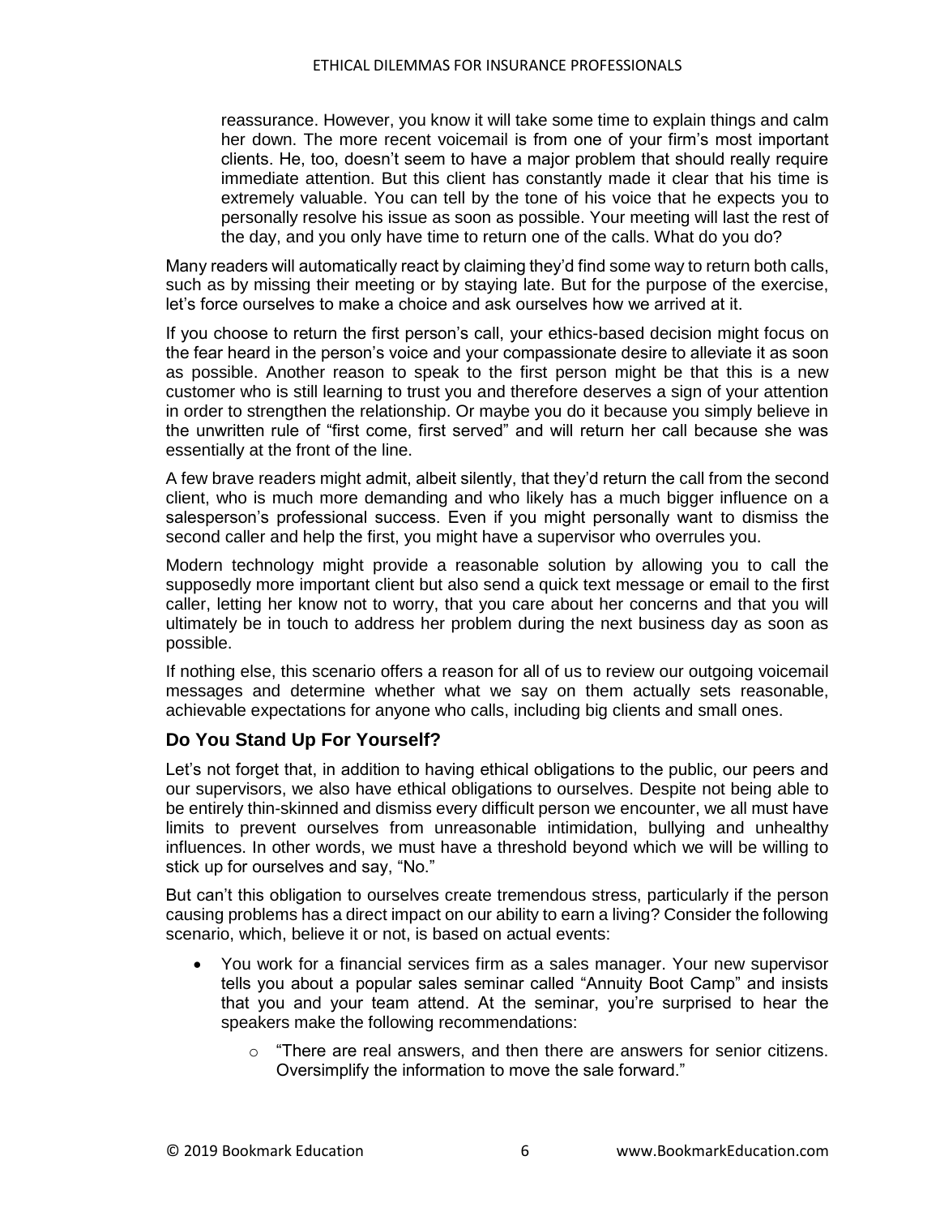reassurance. However, you know it will take some time to explain things and calm her down. The more recent voicemail is from one of your firm's most important clients. He, too, doesn't seem to have a major problem that should really require immediate attention. But this client has constantly made it clear that his time is extremely valuable. You can tell by the tone of his voice that he expects you to personally resolve his issue as soon as possible. Your meeting will last the rest of the day, and you only have time to return one of the calls. What do you do?

Many readers will automatically react by claiming they'd find some way to return both calls, such as by missing their meeting or by staying late. But for the purpose of the exercise, let's force ourselves to make a choice and ask ourselves how we arrived at it.

If you choose to return the first person's call, your ethics-based decision might focus on the fear heard in the person's voice and your compassionate desire to alleviate it as soon as possible. Another reason to speak to the first person might be that this is a new customer who is still learning to trust you and therefore deserves a sign of your attention in order to strengthen the relationship. Or maybe you do it because you simply believe in the unwritten rule of "first come, first served" and will return her call because she was essentially at the front of the line.

A few brave readers might admit, albeit silently, that they'd return the call from the second client, who is much more demanding and who likely has a much bigger influence on a salesperson's professional success. Even if you might personally want to dismiss the second caller and help the first, you might have a supervisor who overrules you.

Modern technology might provide a reasonable solution by allowing you to call the supposedly more important client but also send a quick text message or email to the first caller, letting her know not to worry, that you care about her concerns and that you will ultimately be in touch to address her problem during the next business day as soon as possible.

If nothing else, this scenario offers a reason for all of us to review our outgoing voicemail messages and determine whether what we say on them actually sets reasonable, achievable expectations for anyone who calls, including big clients and small ones.

## Do You Stand Up For Yourself?

Let's not forget that, in addition to having ethical obligations to the public, our peers and our supervisors, we also have ethical obligations to ourselves. Despite not being able to be entirely thin-skinned and dismiss every difficult person we encounter, we all must have limits to prevent ourselves from unreasonable intimidation, bullying and unhealthy influences. In other words, we must have a threshold beyond which we will be willing to stick up for ourselves and say, "No."

But can't this obligation to ourselves create tremendous stress, particularly if the person causing problems has a direct impact on our ability to earn a living? Consider the following scenario, which, believe it or not, is based on actual events:

- You work for a financial services firm as a sales manager. Your new supervisor tells you about a popular sales seminar called "Annuity Boot Camp" and insists that you and your team attend. At the seminar, you're surprised to hear the speakers make the following recommendations:
  - "There are real answers, and then there are answers for senior citizens. Oversimplify the information to move the sale forward."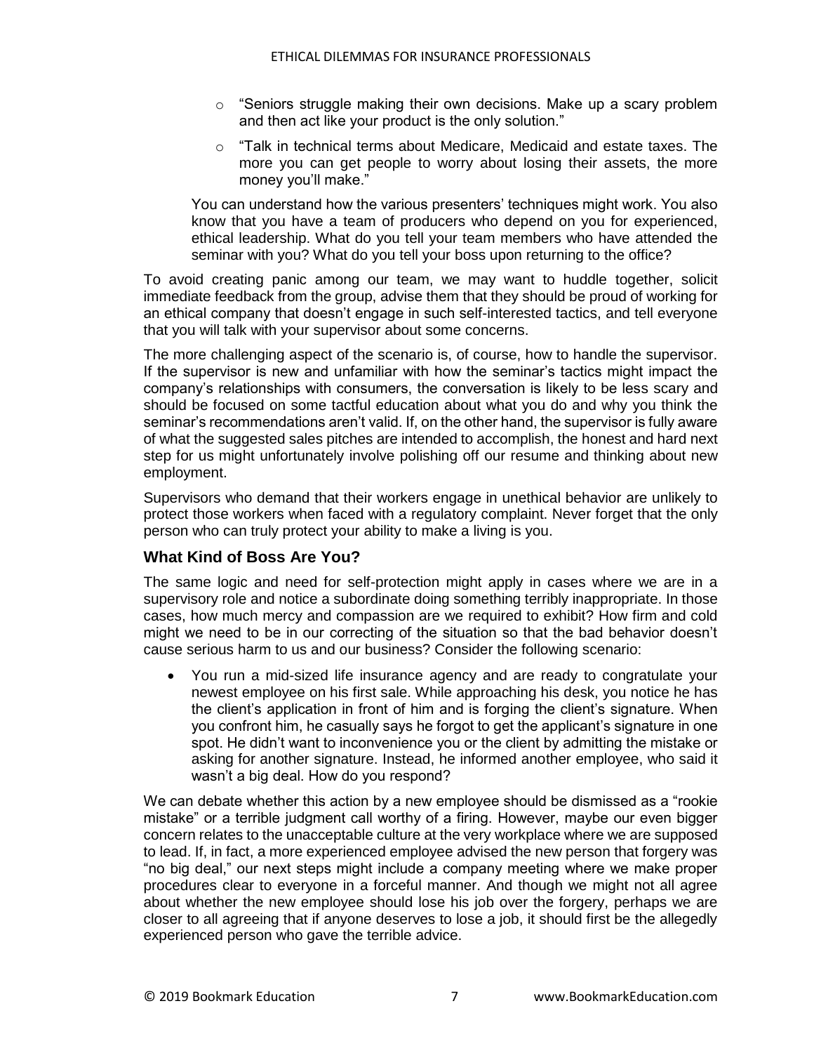- "Seniors struggle making their own decisions. Make up a scary problem and then act like your product is the only solution."
  - "Talk in technical terms about Medicare, Medicaid and estate taxes. The more you can get people to worry about losing their assets, the more money you'll make."

  You can understand how the various presenters' techniques might work. You also know that you have a team of producers who depend on you for experienced, ethical leadership. What do you tell your team members who have attended the seminar with you? What do you tell your boss upon returning to the office?

To avoid creating panic among our team, we may want to huddle together, solicit immediate feedback from the group, advise them that they should be proud of working for an ethical company that doesn't engage in such self-interested tactics, and tell everyone that you will talk with your supervisor about some concerns.

The more challenging aspect of the scenario is, of course, how to handle the supervisor. If the supervisor is new and unfamiliar with how the seminar's tactics might impact the company's relationships with consumers, the conversation is likely to be less scary and should be focused on some tactful education about what you do and why you think the seminar's recommendations aren't valid. If, on the other hand, the supervisor is fully aware of what the suggested sales pitches are intended to accomplish, the honest and hard next step for us might unfortunately involve polishing off our resume and thinking about new employment.

Supervisors who demand that their workers engage in unethical behavior are unlikely to protect those workers when faced with a regulatory complaint. Never forget that the only person who can truly protect your ability to make a living is you.

### What Kind of Boss Are You?

The same logic and need for self-protection might apply in cases where we are in a supervisory role and notice a subordinate doing something terribly inappropriate. In those cases, how much mercy and compassion are we required to exhibit? How firm and cold might we need to be in our correcting of the situation so that the bad behavior doesn't cause serious harm to us and our business? Consider the following scenario:

- You run a mid-sized life insurance agency and are ready to congratulate your newest employee on his first sale. While approaching his desk, you notice he has the client's application in front of him and is forging the client's signature. When you confront him, he casually says he forgot to get the applicant's signature in one spot. He didn't want to inconvenience you or the client by admitting the mistake or asking for another signature. Instead, he informed another employee, who said it wasn't a big deal. How do you respond?

We can debate whether this action by a new employee should be dismissed as a "rookie mistake" or a terrible judgment call worthy of a firing. However, maybe our even bigger concern relates to the unacceptable culture at the very workplace where we are supposed to lead. If, in fact, a more experienced employee advised the new person that forgery was "no big deal," our next steps might include a company meeting where we make proper procedures clear to everyone in a forceful manner. And though we might not all agree about whether the new employee should lose his job over the forgery, perhaps we are closer to all agreeing that if anyone deserves to lose a job, it should first be the allegedly experienced person who gave the terrible advice.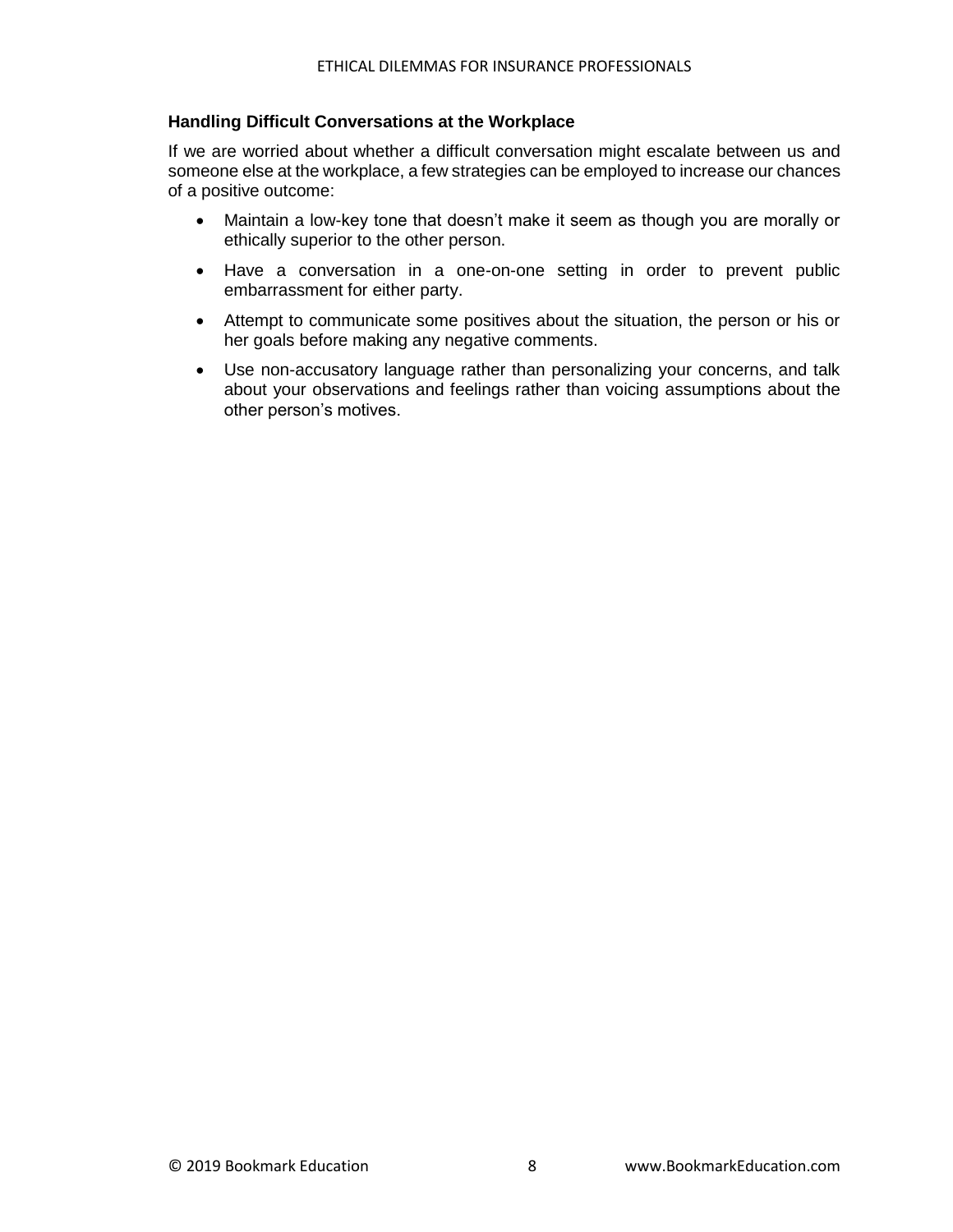### Handling Difficult Conversations at the Workplace

If we are worried about whether a difficult conversation might escalate between us and someone else at the workplace, a few strategies can be employed to increase our chances of a positive outcome:

- Maintain a low-key tone that doesn't make it seem as though you are morally or ethically superior to the other person.
- Have a conversation in a one-on-one setting in order to prevent public embarrassment for either party.
- Attempt to communicate some positives about the situation, the person or his or her goals before making any negative comments.
- Use non-accusatory language rather than personalizing your concerns, and talk about your observations and feelings rather than voicing assumptions about the other person's motives.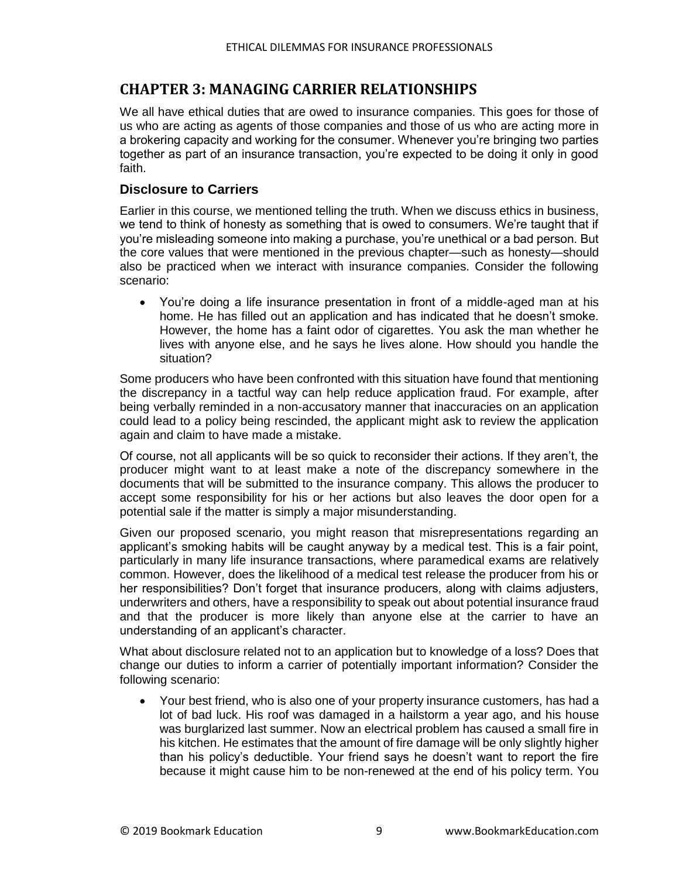## CHAPTER 3: MANAGING CARRIER RELATIONSHIPS

We all have ethical duties that are owed to insurance companies. This goes for those of us who are acting as agents of those companies and those of us who are acting more in a brokering capacity and working for the consumer. Whenever you're bringing two parties together as part of an insurance transaction, you're expected to be doing it only in good faith.

### Disclosure to Carriers

Earlier in this course, we mentioned telling the truth. When we discuss ethics in business, we tend to think of honesty as something that is owed to consumers. We're taught that if you're misleading someone into making a purchase, you're unethical or a bad person. But the core values that were mentioned in the previous chapter—such as honesty—should also be practiced when we interact with insurance companies. Consider the following scenario:

- You're doing a life insurance presentation in front of a middle-aged man at his home. He has filled out an application and has indicated that he doesn't smoke. However, the home has a faint odor of cigarettes. You ask the man whether he lives with anyone else, and he says he lives alone. How should you handle the situation?

Some producers who have been confronted with this situation have found that mentioning the discrepancy in a tactful way can help reduce application fraud. For example, after being verbally reminded in a non-accusatory manner that inaccuracies on an application could lead to a policy being rescinded, the applicant might ask to review the application again and claim to have made a mistake.

Of course, not all applicants will be so quick to reconsider their actions. If they aren't, the producer might want to at least make a note of the discrepancy somewhere in the documents that will be submitted to the insurance company. This allows the producer to accept some responsibility for his or her actions but also leaves the door open for a potential sale if the matter is simply a major misunderstanding.

Given our proposed scenario, you might reason that misrepresentations regarding an applicant's smoking habits will be caught anyway by a medical test. This is a fair point, particularly in many life insurance transactions, where paramedical exams are relatively common. However, does the likelihood of a medical test release the producer from his or her responsibilities? Don't forget that insurance producers, along with claims adjusters, underwriters and others, have a responsibility to speak out about potential insurance fraud and that the producer is more likely than anyone else at the carrier to have an understanding of an applicant's character.

What about disclosure related not to an application but to knowledge of a loss? Does that change our duties to inform a carrier of potentially important information? Consider the following scenario:

- Your best friend, who is also one of your property insurance customers, has had a lot of bad luck. His roof was damaged in a hailstorm a year ago, and his house was burglarized last summer. Now an electrical problem has caused a small fire in his kitchen. He estimates that the amount of fire damage will be only slightly higher than his policy's deductible. Your friend says he doesn't want to report the fire because it might cause him to be non-renewed at the end of his policy term. You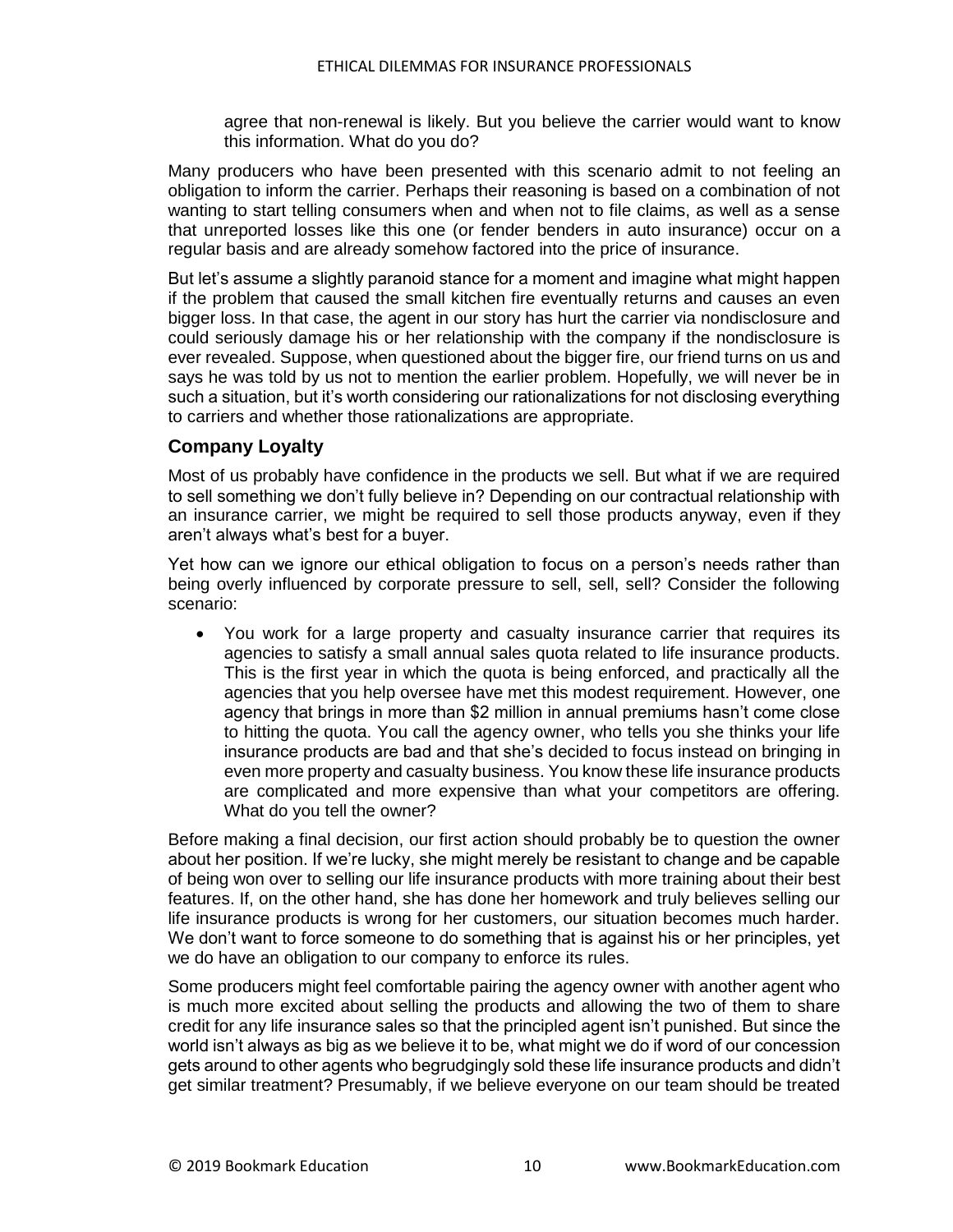> agree that non-renewal is likely. But you believe the carrier would want to know this information. What do you do?

Many producers who have been presented with this scenario admit to not feeling an obligation to inform the carrier. Perhaps their reasoning is based on a combination of not wanting to start telling consumers when and when not to file claims, as well as a sense that unreported losses like this one (or fender benders in auto insurance) occur on a regular basis and are already somehow factored into the price of insurance.

But let's assume a slightly paranoid stance for a moment and imagine what might happen if the problem that caused the small kitchen fire eventually returns and causes an even bigger loss. In that case, the agent in our story has hurt the carrier via nondisclosure and could seriously damage his or her relationship with the company if the nondisclosure is ever revealed. Suppose, when questioned about the bigger fire, our friend turns on us and says he was told by us not to mention the earlier problem. Hopefully, we will never be in such a situation, but it's worth considering our rationalizations for not disclosing everything to carriers and whether those rationalizations are appropriate.

## Company Loyalty

Most of us probably have confidence in the products we sell. But what if we are required to sell something we don't fully believe in? Depending on our contractual relationship with an insurance carrier, we might be required to sell those products anyway, even if they aren't always what's best for a buyer.

Yet how can we ignore our ethical obligation to focus on a person's needs rather than being overly influenced by corporate pressure to sell, sell, sell? Consider the following scenario:

- You work for a large property and casualty insurance carrier that requires its agencies to satisfy a small annual sales quota related to life insurance products. This is the first year in which the quota is being enforced, and practically all the agencies that you help oversee have met this modest requirement. However, one agency that brings in more than $2 million in annual premiums hasn't come close to hitting the quota. You call the agency owner, who tells you she thinks your life insurance products are bad and that she's decided to focus instead on bringing in even more property and casualty business. You know these life insurance products are complicated and more expensive than what your competitors are offering. What do you tell the owner?

Before making a final decision, our first action should probably be to question the owner about her position. If we're lucky, she might merely be resistant to change and be capable of being won over to selling our life insurance products with more training about their best features. If, on the other hand, she has done her homework and truly believes selling our life insurance products is wrong for her customers, our situation becomes much harder. We don't want to force someone to do something that is against his or her principles, yet we do have an obligation to our company to enforce its rules.

Some producers might feel comfortable pairing the agency owner with another agent who is much more excited about selling the products and allowing the two of them to share credit for any life insurance sales so that the principled agent isn't punished. But since the world isn't always as big as we believe it to be, what might we do if word of our concession gets around to other agents who begrudgingly sold these life insurance products and didn't get similar treatment? Presumably, if we believe everyone on our team should be treated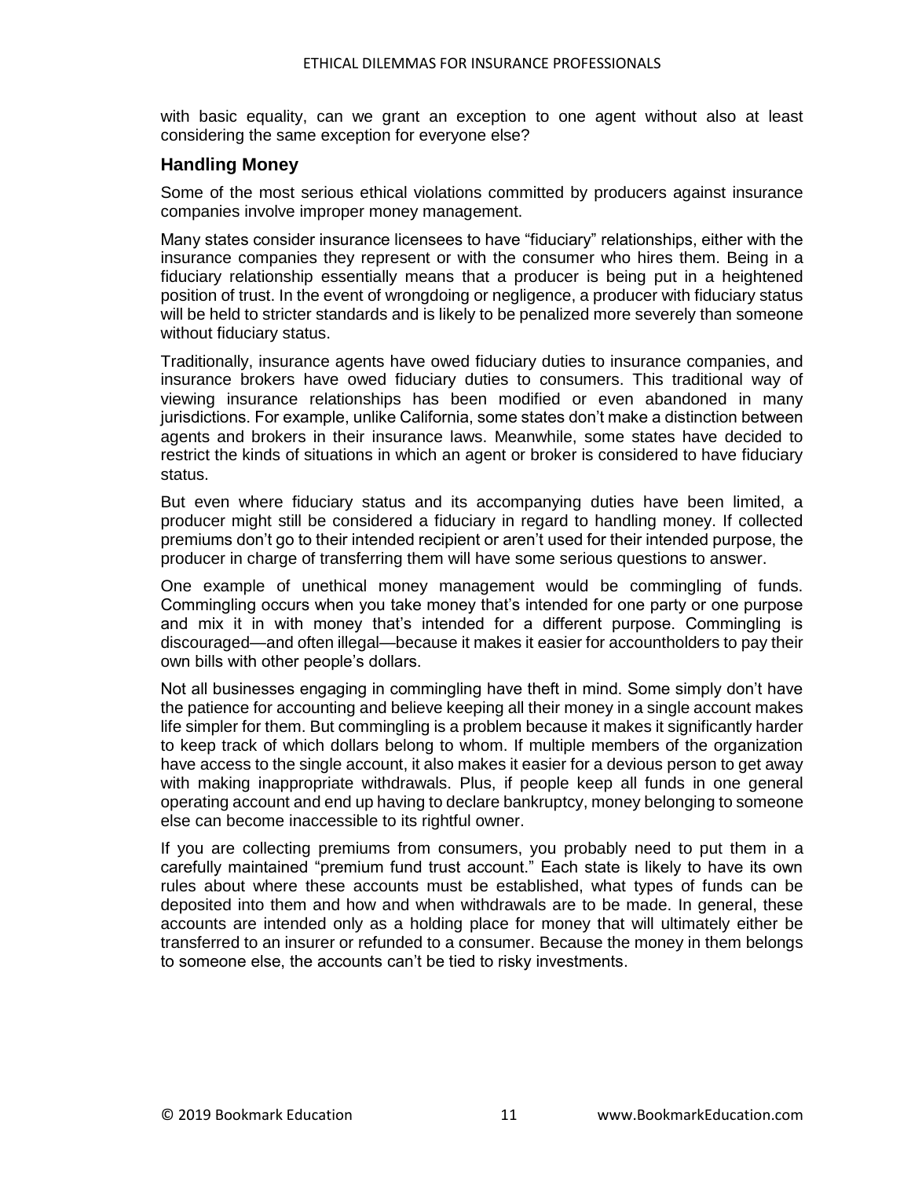with basic equality, can we grant an exception to one agent without also at least considering the same exception for everyone else?

## Handling Money

Some of the most serious ethical violations committed by producers against insurance companies involve improper money management.

Many states consider insurance licensees to have "fiduciary" relationships, either with the insurance companies they represent or with the consumer who hires them. Being in a fiduciary relationship essentially means that a producer is being put in a heightened position of trust. In the event of wrongdoing or negligence, a producer with fiduciary status will be held to stricter standards and is likely to be penalized more severely than someone without fiduciary status.

Traditionally, insurance agents have owed fiduciary duties to insurance companies, and insurance brokers have owed fiduciary duties to consumers. This traditional way of viewing insurance relationships has been modified or even abandoned in many jurisdictions. For example, unlike California, some states don't make a distinction between agents and brokers in their insurance laws. Meanwhile, some states have decided to restrict the kinds of situations in which an agent or broker is considered to have fiduciary status.

But even where fiduciary status and its accompanying duties have been limited, a producer might still be considered a fiduciary in regard to handling money. If collected premiums don't go to their intended recipient or aren't used for their intended purpose, the producer in charge of transferring them will have some serious questions to answer.

One example of unethical money management would be commingling of funds. Commingling occurs when you take money that's intended for one party or one purpose and mix it in with money that's intended for a different purpose. Commingling is discouraged—and often illegal—because it makes it easier for accountholders to pay their own bills with other people's dollars.

Not all businesses engaging in commingling have theft in mind. Some simply don't have the patience for accounting and believe keeping all their money in a single account makes life simpler for them. But commingling is a problem because it makes it significantly harder to keep track of which dollars belong to whom. If multiple members of the organization have access to the single account, it also makes it easier for a devious person to get away with making inappropriate withdrawals. Plus, if people keep all funds in one general operating account and end up having to declare bankruptcy, money belonging to someone else can become inaccessible to its rightful owner.

If you are collecting premiums from consumers, you probably need to put them in a carefully maintained "premium fund trust account." Each state is likely to have its own rules about where these accounts must be established, what types of funds can be deposited into them and how and when withdrawals are to be made. In general, these accounts are intended only as a holding place for money that will ultimately either be transferred to an insurer or refunded to a consumer. Because the money in them belongs to someone else, the accounts can't be tied to risky investments.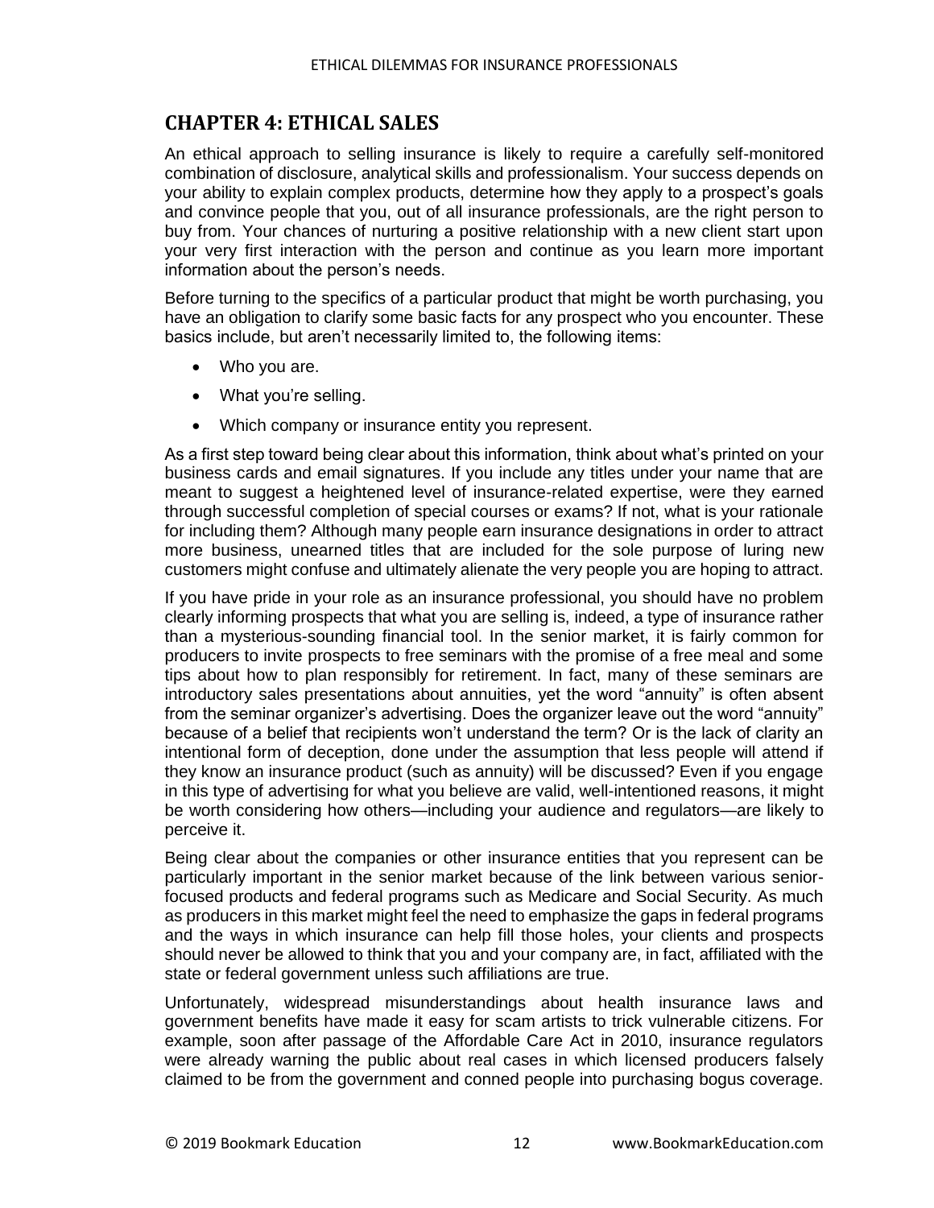## CHAPTER 4: ETHICAL SALES

An ethical approach to selling insurance is likely to require a carefully self-monitored combination of disclosure, analytical skills and professionalism. Your success depends on your ability to explain complex products, determine how they apply to a prospect's goals and convince people that you, out of all insurance professionals, are the right person to buy from. Your chances of nurturing a positive relationship with a new client start upon your very first interaction with the person and continue as you learn more important information about the person's needs.

Before turning to the specifics of a particular product that might be worth purchasing, you have an obligation to clarify some basic facts for any prospect who you encounter. These basics include, but aren't necessarily limited to, the following items:

- Who you are.
- What you're selling.
- Which company or insurance entity you represent.

As a first step toward being clear about this information, think about what's printed on your business cards and email signatures. If you include any titles under your name that are meant to suggest a heightened level of insurance-related expertise, were they earned through successful completion of special courses or exams? If not, what is your rationale for including them? Although many people earn insurance designations in order to attract more business, unearned titles that are included for the sole purpose of luring new customers might confuse and ultimately alienate the very people you are hoping to attract.

If you have pride in your role as an insurance professional, you should have no problem clearly informing prospects that what you are selling is, indeed, a type of insurance rather than a mysterious-sounding financial tool. In the senior market, it is fairly common for producers to invite prospects to free seminars with the promise of a free meal and some tips about how to plan responsibly for retirement. In fact, many of these seminars are introductory sales presentations about annuities, yet the word "annuity" is often absent from the seminar organizer's advertising. Does the organizer leave out the word "annuity" because of a belief that recipients won't understand the term? Or is the lack of clarity an intentional form of deception, done under the assumption that less people will attend if they know an insurance product (such as annuity) will be discussed? Even if you engage in this type of advertising for what you believe are valid, well-intentioned reasons, it might be worth considering how others—including your audience and regulators—are likely to perceive it.

Being clear about the companies or other insurance entities that you represent can be particularly important in the senior market because of the link between various senior-focused products and federal programs such as Medicare and Social Security. As much as producers in this market might feel the need to emphasize the gaps in federal programs and the ways in which insurance can help fill those holes, your clients and prospects should never be allowed to think that you and your company are, in fact, affiliated with the state or federal government unless such affiliations are true.

Unfortunately, widespread misunderstandings about health insurance laws and government benefits have made it easy for scam artists to trick vulnerable citizens. For example, soon after passage of the Affordable Care Act in 2010, insurance regulators were already warning the public about real cases in which licensed producers falsely claimed to be from the government and conned people into purchasing bogus coverage.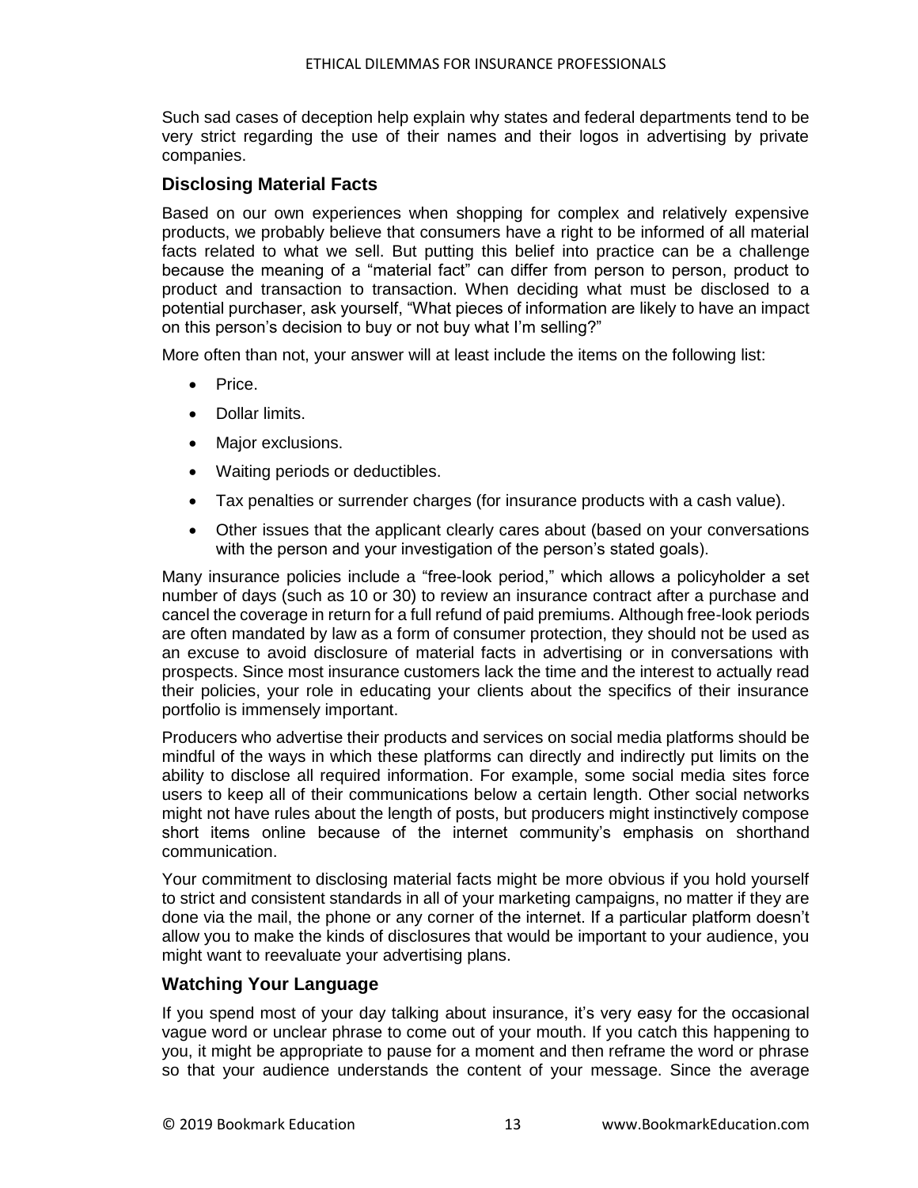Such sad cases of deception help explain why states and federal departments tend to be very strict regarding the use of their names and their logos in advertising by private companies.

## Disclosing Material Facts

Based on our own experiences when shopping for complex and relatively expensive products, we probably believe that consumers have a right to be informed of all material facts related to what we sell. But putting this belief into practice can be a challenge because the meaning of a "material fact" can differ from person to person, product to product and transaction to transaction. When deciding what must be disclosed to a potential purchaser, ask yourself, "What pieces of information are likely to have an impact on this person's decision to buy or not buy what I'm selling?"

More often than not, your answer will at least include the items on the following list:

- Price.
- Dollar limits.
- Major exclusions.
- Waiting periods or deductibles.
- Tax penalties or surrender charges (for insurance products with a cash value).
- Other issues that the applicant clearly cares about (based on your conversations with the person and your investigation of the person's stated goals).

Many insurance policies include a "free-look period," which allows a policyholder a set number of days (such as 10 or 30) to review an insurance contract after a purchase and cancel the coverage in return for a full refund of paid premiums. Although free-look periods are often mandated by law as a form of consumer protection, they should not be used as an excuse to avoid disclosure of material facts in advertising or in conversations with prospects. Since most insurance customers lack the time and the interest to actually read their policies, your role in educating your clients about the specifics of their insurance portfolio is immensely important.

Producers who advertise their products and services on social media platforms should be mindful of the ways in which these platforms can directly and indirectly put limits on the ability to disclose all required information. For example, some social media sites force users to keep all of their communications below a certain length. Other social networks might not have rules about the length of posts, but producers might instinctively compose short items online because of the internet community's emphasis on shorthand communication.

Your commitment to disclosing material facts might be more obvious if you hold yourself to strict and consistent standards in all of your marketing campaigns, no matter if they are done via the mail, the phone or any corner of the internet. If a particular platform doesn't allow you to make the kinds of disclosures that would be important to your audience, you might want to reevaluate your advertising plans.

## Watching Your Language

If you spend most of your day talking about insurance, it's very easy for the occasional vague word or unclear phrase to come out of your mouth. If you catch this happening to you, it might be appropriate to pause for a moment and then reframe the word or phrase so that your audience understands the content of your message. Since the average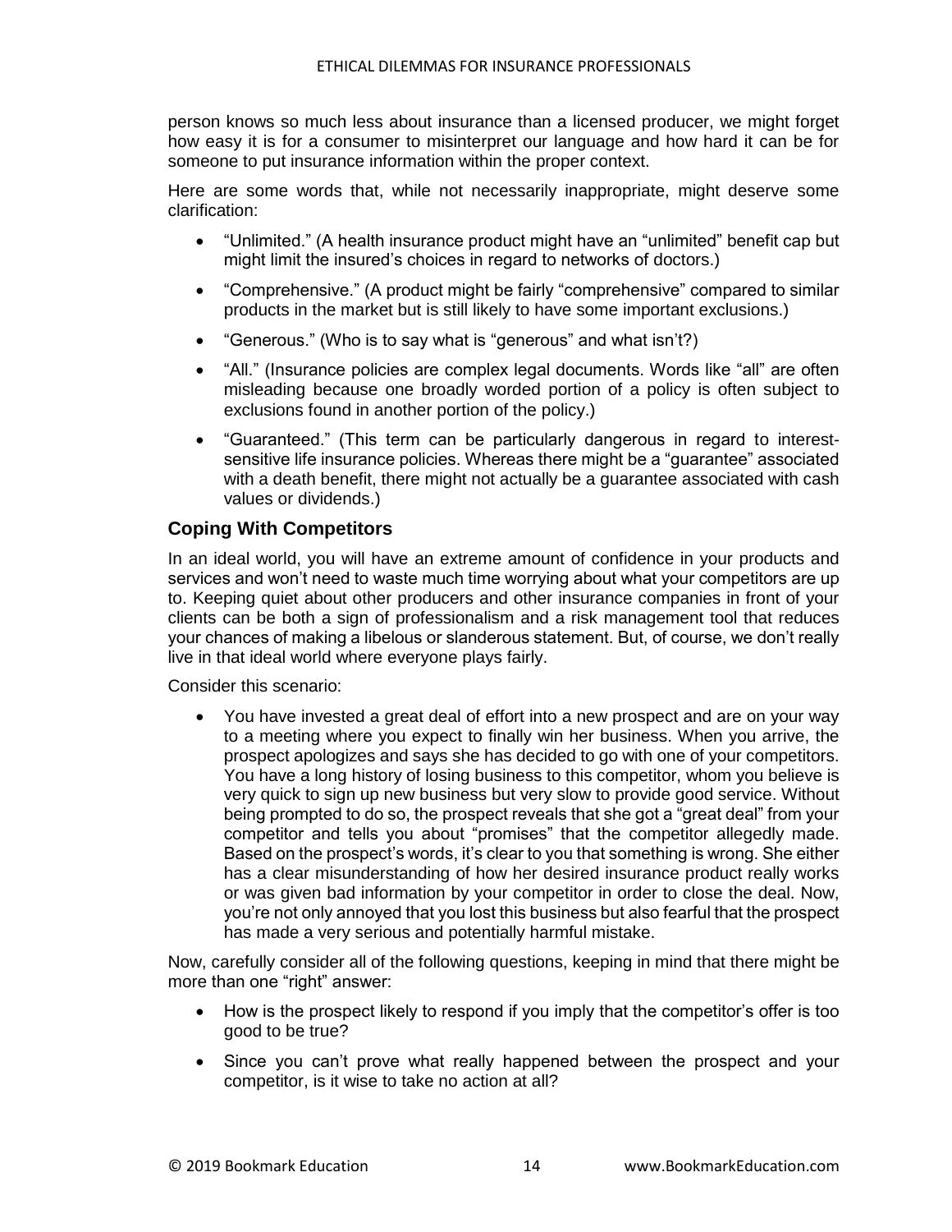person knows so much less about insurance than a licensed producer, we might forget how easy it is for a consumer to misinterpret our language and how hard it can be for someone to put insurance information within the proper context.

Here are some words that, while not necessarily inappropriate, might deserve some clarification:

- "Unlimited." (A health insurance product might have an "unlimited" benefit cap but might limit the insured's choices in regard to networks of doctors.)
- "Comprehensive." (A product might be fairly "comprehensive" compared to similar products in the market but is still likely to have some important exclusions.)
- "Generous." (Who is to say what is "generous" and what isn't?)
- "All." (Insurance policies are complex legal documents. Words like "all" are often misleading because one broadly worded portion of a policy is often subject to exclusions found in another portion of the policy.)
- "Guaranteed." (This term can be particularly dangerous in regard to interest-sensitive life insurance policies. Whereas there might be a "guarantee" associated with a death benefit, there might not actually be a guarantee associated with cash values or dividends.)

## Coping With Competitors

In an ideal world, you will have an extreme amount of confidence in your products and services and won't need to waste much time worrying about what your competitors are up to. Keeping quiet about other producers and other insurance companies in front of your clients can be both a sign of professionalism and a risk management tool that reduces your chances of making a libelous or slanderous statement. But, of course, we don't really live in that ideal world where everyone plays fairly.

Consider this scenario:

- You have invested a great deal of effort into a new prospect and are on your way to a meeting where you expect to finally win her business. When you arrive, the prospect apologizes and says she has decided to go with one of your competitors. You have a long history of losing business to this competitor, whom you believe is very quick to sign up new business but very slow to provide good service. Without being prompted to do so, the prospect reveals that she got a "great deal" from your competitor and tells you about "promises" that the competitor allegedly made. Based on the prospect's words, it's clear to you that something is wrong. She either has a clear misunderstanding of how her desired insurance product really works or was given bad information by your competitor in order to close the deal. Now, you're not only annoyed that you lost this business but also fearful that the prospect has made a very serious and potentially harmful mistake.

Now, carefully consider all of the following questions, keeping in mind that there might be more than one "right" answer:

- How is the prospect likely to respond if you imply that the competitor's offer is too good to be true?
- Since you can't prove what really happened between the prospect and your competitor, is it wise to take no action at all?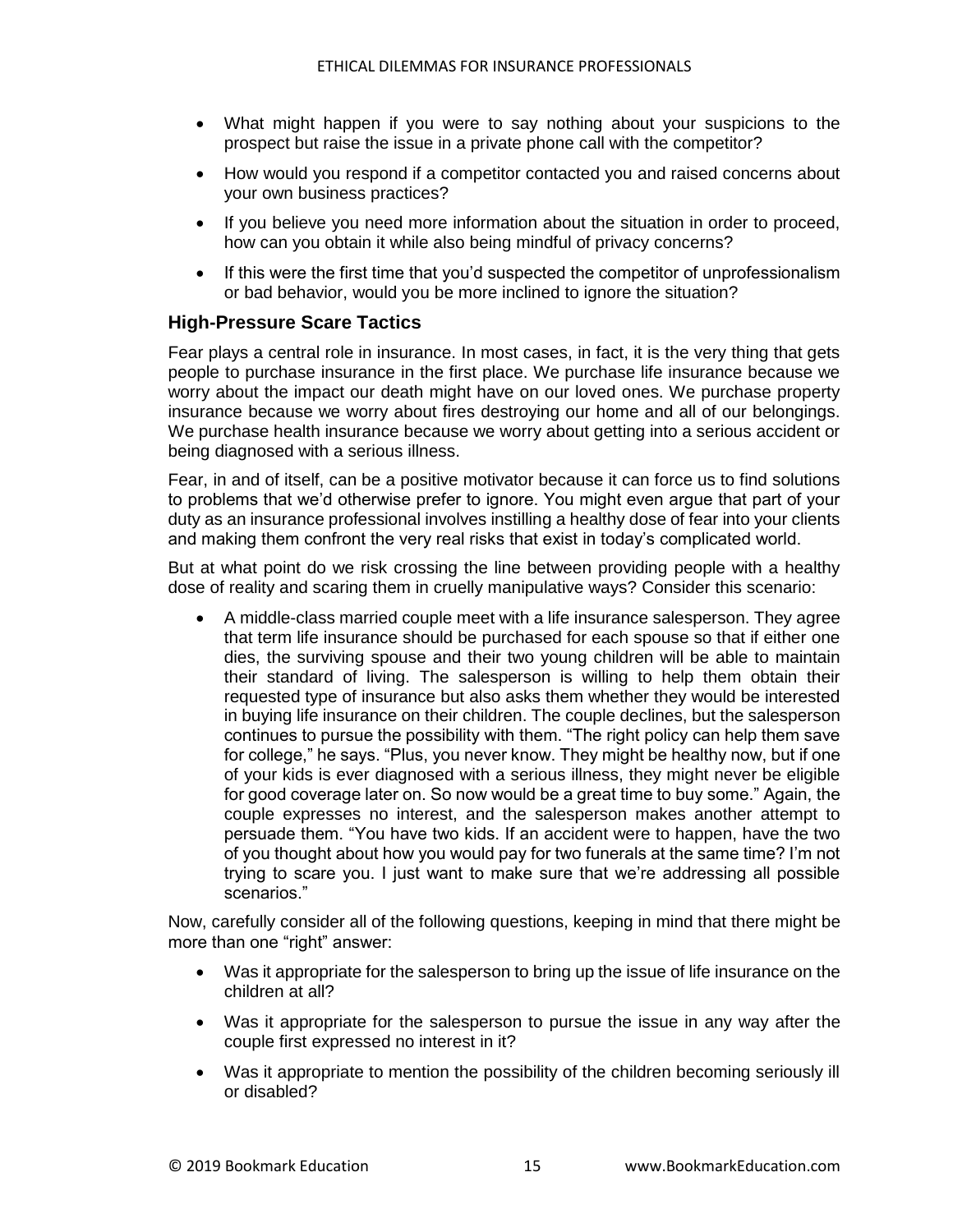- What might happen if you were to say nothing about your suspicions to the prospect but raise the issue in a private phone call with the competitor?
- How would you respond if a competitor contacted you and raised concerns about your own business practices?
- If you believe you need more information about the situation in order to proceed, how can you obtain it while also being mindful of privacy concerns?
- If this were the first time that you'd suspected the competitor of unprofessionalism or bad behavior, would you be more inclined to ignore the situation?

## High-Pressure Scare Tactics

Fear plays a central role in insurance. In most cases, in fact, it is the very thing that gets people to purchase insurance in the first place. We purchase life insurance because we worry about the impact our death might have on our loved ones. We purchase property insurance because we worry about fires destroying our home and all of our belongings. We purchase health insurance because we worry about getting into a serious accident or being diagnosed with a serious illness.

Fear, in and of itself, can be a positive motivator because it can force us to find solutions to problems that we'd otherwise prefer to ignore. You might even argue that part of your duty as an insurance professional involves instilling a healthy dose of fear into your clients and making them confront the very real risks that exist in today's complicated world.

But at what point do we risk crossing the line between providing people with a healthy dose of reality and scaring them in cruelly manipulative ways? Consider this scenario:

- A middle-class married couple meet with a life insurance salesperson. They agree that term life insurance should be purchased for each spouse so that if either one dies, the surviving spouse and their two young children will be able to maintain their standard of living. The salesperson is willing to help them obtain their requested type of insurance but also asks them whether they would be interested in buying life insurance on their children. The couple declines, but the salesperson continues to pursue the possibility with them. "The right policy can help them save for college," he says. "Plus, you never know. They might be healthy now, but if one of your kids is ever diagnosed with a serious illness, they might never be eligible for good coverage later on. So now would be a great time to buy some." Again, the couple expresses no interest, and the salesperson makes another attempt to persuade them. "You have two kids. If an accident were to happen, have the two of you thought about how you would pay for two funerals at the same time? I'm not trying to scare you. I just want to make sure that we're addressing all possible scenarios."

Now, carefully consider all of the following questions, keeping in mind that there might be more than one "right" answer:

- Was it appropriate for the salesperson to bring up the issue of life insurance on the children at all?
- Was it appropriate for the salesperson to pursue the issue in any way after the couple first expressed no interest in it?
- Was it appropriate to mention the possibility of the children becoming seriously ill or disabled?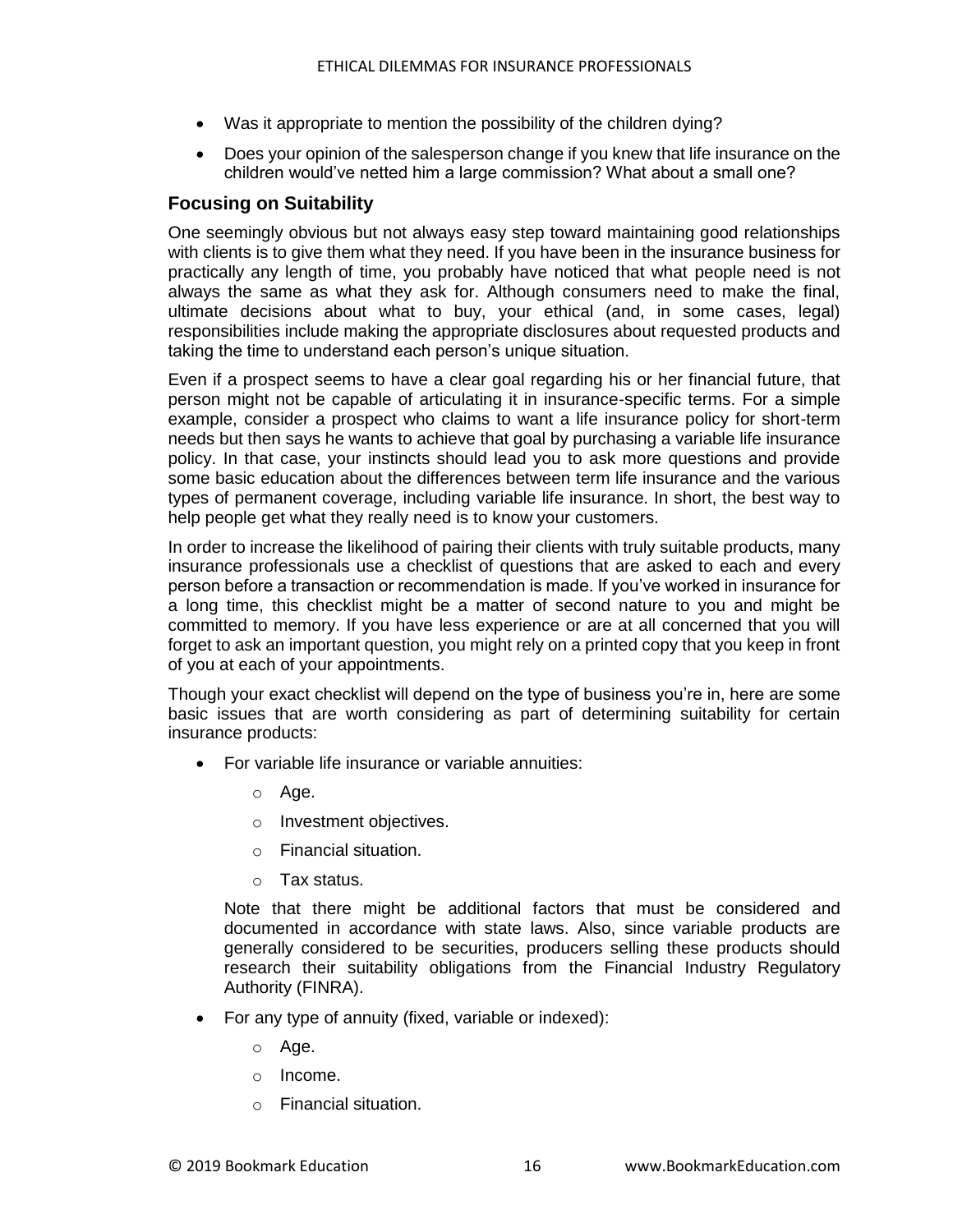- Was it appropriate to mention the possibility of the children dying?
- Does your opinion of the salesperson change if you knew that life insurance on the children would've netted him a large commission? What about a small one?

## Focusing on Suitability

One seemingly obvious but not always easy step toward maintaining good relationships with clients is to give them what they need. If you have been in the insurance business for practically any length of time, you probably have noticed that what people need is not always the same as what they ask for. Although consumers need to make the final, ultimate decisions about what to buy, your ethical (and, in some cases, legal) responsibilities include making the appropriate disclosures about requested products and taking the time to understand each person's unique situation.

Even if a prospect seems to have a clear goal regarding his or her financial future, that person might not be capable of articulating it in insurance-specific terms. For a simple example, consider a prospect who claims to want a life insurance policy for short-term needs but then says he wants to achieve that goal by purchasing a variable life insurance policy. In that case, your instincts should lead you to ask more questions and provide some basic education about the differences between term life insurance and the various types of permanent coverage, including variable life insurance. In short, the best way to help people get what they really need is to know your customers.

In order to increase the likelihood of pairing their clients with truly suitable products, many insurance professionals use a checklist of questions that are asked to each and every person before a transaction or recommendation is made. If you've worked in insurance for a long time, this checklist might be a matter of second nature to you and might be committed to memory. If you have less experience or are at all concerned that you will forget to ask an important question, you might rely on a printed copy that you keep in front of you at each of your appointments.

Though your exact checklist will depend on the type of business you're in, here are some basic issues that are worth considering as part of determining suitability for certain insurance products:

- For variable life insurance or variable annuities:
  - Age.
  - Investment objectives.
  - Financial situation.
  - Tax status.

  Note that there might be additional factors that must be considered and documented in accordance with state laws. Also, since variable products are generally considered to be securities, producers selling these products should research their suitability obligations from the Financial Industry Regulatory Authority (FINRA).

- For any type of annuity (fixed, variable or indexed):
  - Age.
  - Income.
  - Financial situation.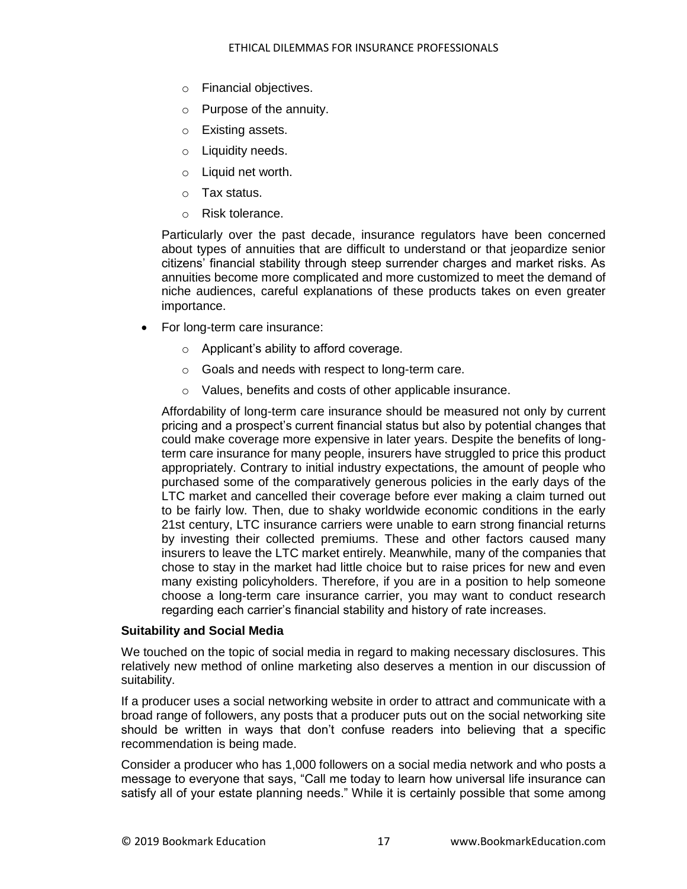- Financial objectives.
  - Purpose of the annuity.
  - Existing assets.
  - Liquidity needs.
  - Liquid net worth.
  - Tax status.
  - Risk tolerance.

  Particularly over the past decade, insurance regulators have been concerned about types of annuities that are difficult to understand or that jeopardize senior citizens' financial stability through steep surrender charges and market risks. As annuities become more complicated and more customized to meet the demand of niche audiences, careful explanations of these products takes on even greater importance.

- For long-term care insurance:
  - Applicant's ability to afford coverage.
  - Goals and needs with respect to long-term care.
  - Values, benefits and costs of other applicable insurance.

  Affordability of long-term care insurance should be measured not only by current pricing and a prospect's current financial status but also by potential changes that could make coverage more expensive in later years. Despite the benefits of long-term care insurance for many people, insurers have struggled to price this product appropriately. Contrary to initial industry expectations, the amount of people who purchased some of the comparatively generous policies in the early days of the LTC market and cancelled their coverage before ever making a claim turned out to be fairly low. Then, due to shaky worldwide economic conditions in the early 21st century, LTC insurance carriers were unable to earn strong financial returns by investing their collected premiums. These and other factors caused many insurers to leave the LTC market entirely. Meanwhile, many of the companies that chose to stay in the market had little choice but to raise prices for new and even many existing policyholders. Therefore, if you are in a position to help someone choose a long-term care insurance carrier, you may want to conduct research regarding each carrier's financial stability and history of rate increases.

**Suitability and Social Media**

We touched on the topic of social media in regard to making necessary disclosures. This relatively new method of online marketing also deserves a mention in our discussion of suitability.

If a producer uses a social networking website in order to attract and communicate with a broad range of followers, any posts that a producer puts out on the social networking site should be written in ways that don't confuse readers into believing that a specific recommendation is being made.

Consider a producer who has 1,000 followers on a social media network and who posts a message to everyone that says, "Call me today to learn how universal life insurance can satisfy all of your estate planning needs." While it is certainly possible that some among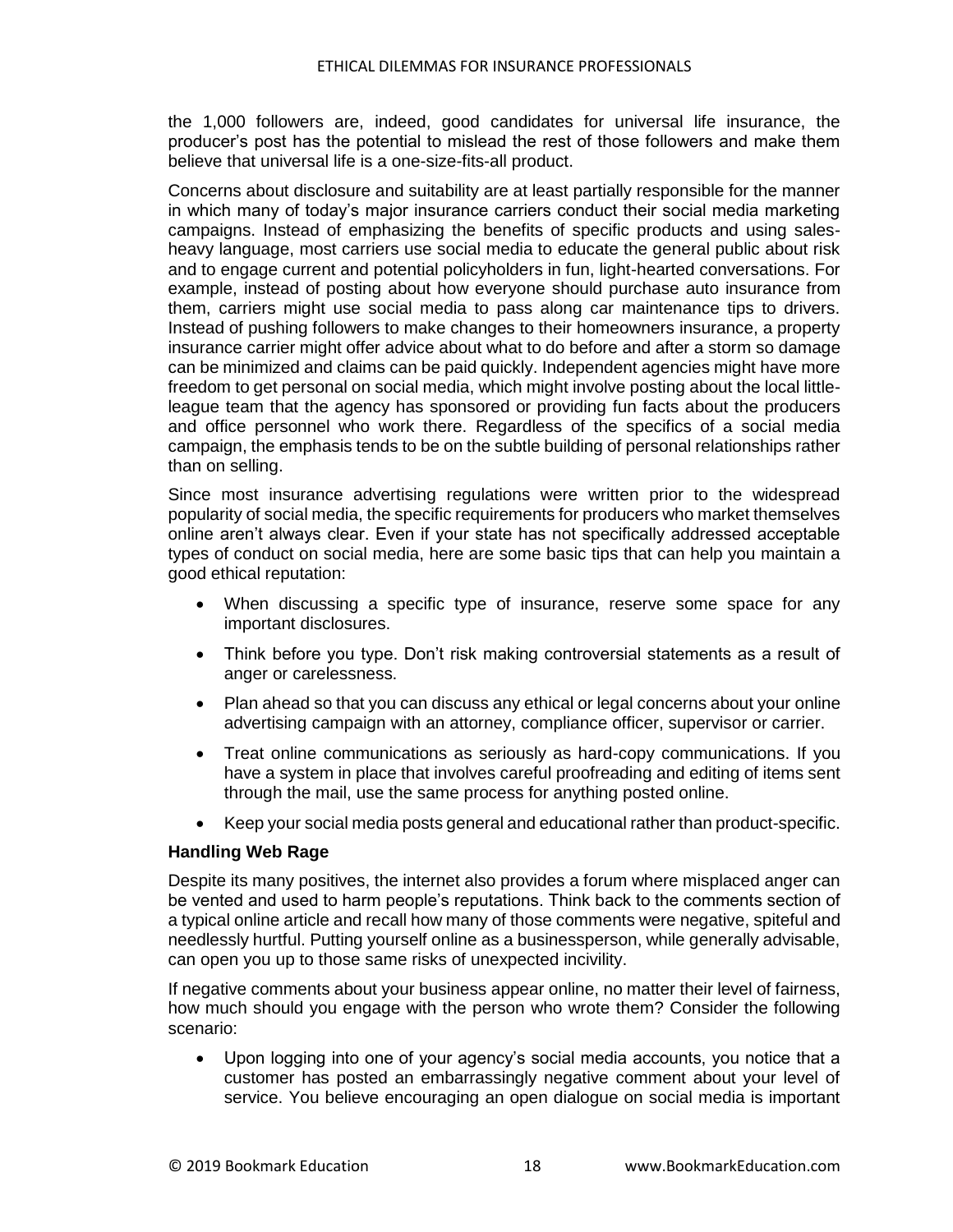the 1,000 followers are, indeed, good candidates for universal life insurance, the producer's post has the potential to mislead the rest of those followers and make them believe that universal life is a one-size-fits-all product.

Concerns about disclosure and suitability are at least partially responsible for the manner in which many of today's major insurance carriers conduct their social media marketing campaigns. Instead of emphasizing the benefits of specific products and using sales-heavy language, most carriers use social media to educate the general public about risk and to engage current and potential policyholders in fun, light-hearted conversations. For example, instead of posting about how everyone should purchase auto insurance from them, carriers might use social media to pass along car maintenance tips to drivers. Instead of pushing followers to make changes to their homeowners insurance, a property insurance carrier might offer advice about what to do before and after a storm so damage can be minimized and claims can be paid quickly. Independent agencies might have more freedom to get personal on social media, which might involve posting about the local little-league team that the agency has sponsored or providing fun facts about the producers and office personnel who work there. Regardless of the specifics of a social media campaign, the emphasis tends to be on the subtle building of personal relationships rather than on selling.

Since most insurance advertising regulations were written prior to the widespread popularity of social media, the specific requirements for producers who market themselves online aren't always clear. Even if your state has not specifically addressed acceptable types of conduct on social media, here are some basic tips that can help you maintain a good ethical reputation:

- When discussing a specific type of insurance, reserve some space for any important disclosures.
- Think before you type. Don't risk making controversial statements as a result of anger or carelessness.
- Plan ahead so that you can discuss any ethical or legal concerns about your online advertising campaign with an attorney, compliance officer, supervisor or carrier.
- Treat online communications as seriously as hard-copy communications. If you have a system in place that involves careful proofreading and editing of items sent through the mail, use the same process for anything posted online.
- Keep your social media posts general and educational rather than product-specific.

### Handling Web Rage

Despite its many positives, the internet also provides a forum where misplaced anger can be vented and used to harm people's reputations. Think back to the comments section of a typical online article and recall how many of those comments were negative, spiteful and needlessly hurtful. Putting yourself online as a businessperson, while generally advisable, can open you up to those same risks of unexpected incivility.

If negative comments about your business appear online, no matter their level of fairness, how much should you engage with the person who wrote them? Consider the following scenario:

- Upon logging into one of your agency's social media accounts, you notice that a customer has posted an embarrassingly negative comment about your level of service. You believe encouraging an open dialogue on social media is important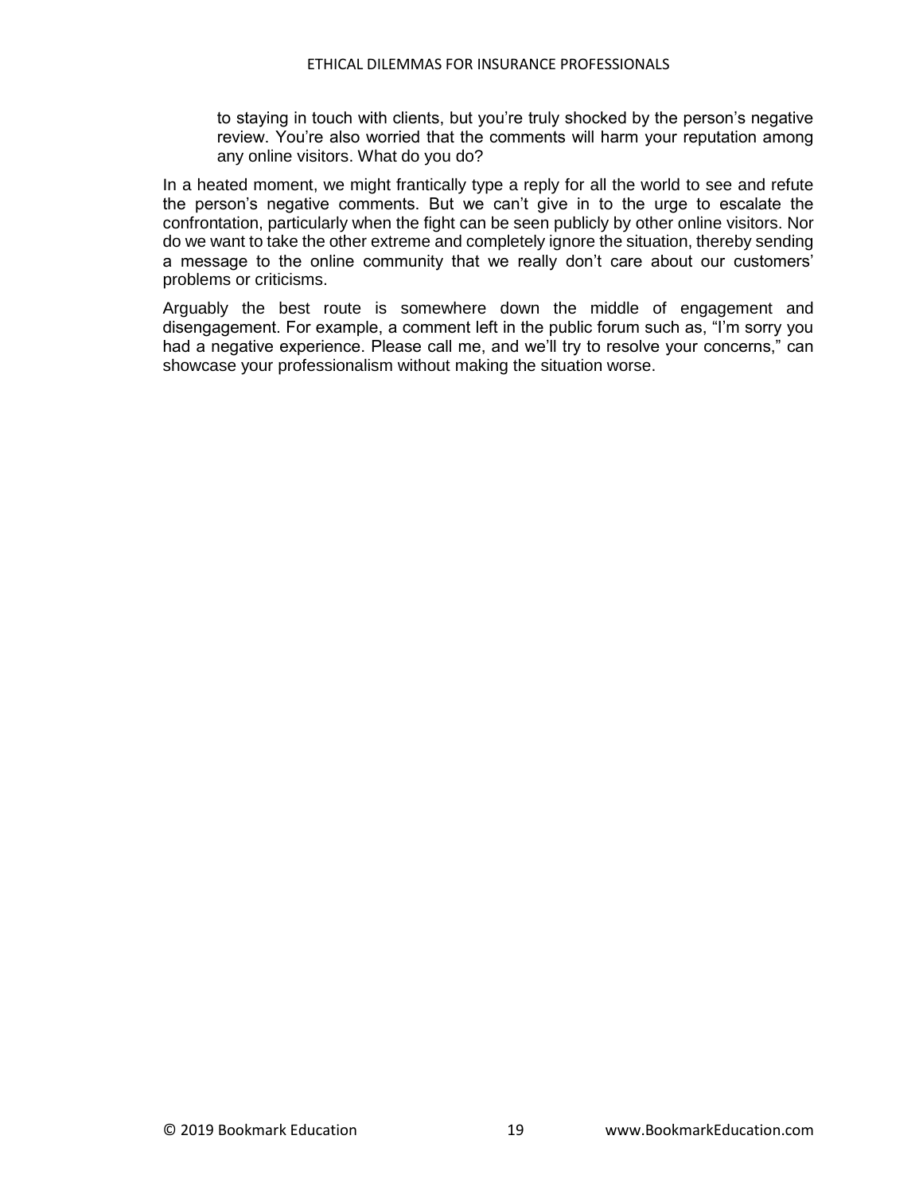> to staying in touch with clients, but you're truly shocked by the person's negative review. You're also worried that the comments will harm your reputation among any online visitors. What do you do?

In a heated moment, we might frantically type a reply for all the world to see and refute the person's negative comments. But we can't give in to the urge to escalate the confrontation, particularly when the fight can be seen publicly by other online visitors. Nor do we want to take the other extreme and completely ignore the situation, thereby sending a message to the online community that we really don't care about our customers' problems or criticisms.

Arguably the best route is somewhere down the middle of engagement and disengagement. For example, a comment left in the public forum such as, "I'm sorry you had a negative experience. Please call me, and we'll try to resolve your concerns," can showcase your professionalism without making the situation worse.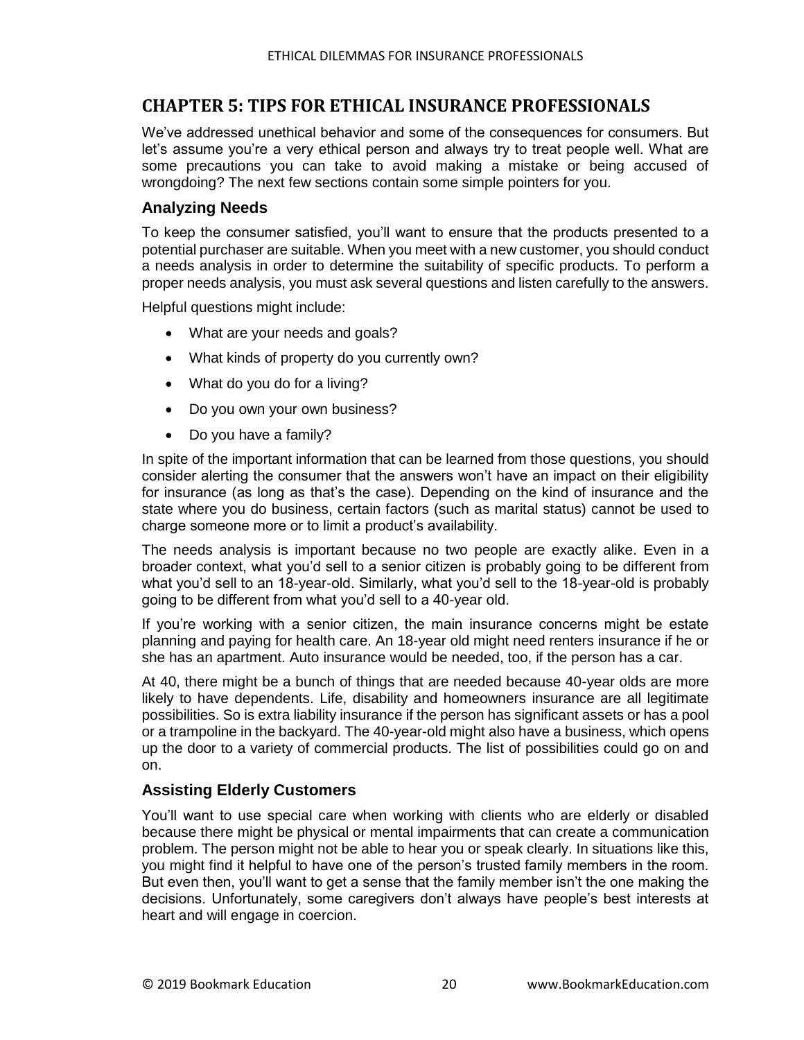# CHAPTER 5: TIPS FOR ETHICAL INSURANCE PROFESSIONALS

We've addressed unethical behavior and some of the consequences for consumers. But let's assume you're a very ethical person and always try to treat people well. What are some precautions you can take to avoid making a mistake or being accused of wrongdoing? The next few sections contain some simple pointers for you.

## Analyzing Needs

To keep the consumer satisfied, you'll want to ensure that the products presented to a potential purchaser are suitable. When you meet with a new customer, you should conduct a needs analysis in order to determine the suitability of specific products. To perform a proper needs analysis, you must ask several questions and listen carefully to the answers.

Helpful questions might include:

- What are your needs and goals?
- What kinds of property do you currently own?
- What do you do for a living?
- Do you own your own business?
- Do you have a family?

In spite of the important information that can be learned from those questions, you should consider alerting the consumer that the answers won't have an impact on their eligibility for insurance (as long as that's the case). Depending on the kind of insurance and the state where you do business, certain factors (such as marital status) cannot be used to charge someone more or to limit a product's availability.

The needs analysis is important because no two people are exactly alike. Even in a broader context, what you'd sell to a senior citizen is probably going to be different from what you'd sell to an 18-year-old. Similarly, what you'd sell to the 18-year-old is probably going to be different from what you'd sell to a 40-year old.

If you're working with a senior citizen, the main insurance concerns might be estate planning and paying for health care. An 18-year old might need renters insurance if he or she has an apartment. Auto insurance would be needed, too, if the person has a car.

At 40, there might be a bunch of things that are needed because 40-year olds are more likely to have dependents. Life, disability and homeowners insurance are all legitimate possibilities. So is extra liability insurance if the person has significant assets or has a pool or a trampoline in the backyard. The 40-year-old might also have a business, which opens up the door to a variety of commercial products. The list of possibilities could go on and on.

## Assisting Elderly Customers

You'll want to use special care when working with clients who are elderly or disabled because there might be physical or mental impairments that can create a communication problem. The person might not be able to hear you or speak clearly. In situations like this, you might find it helpful to have one of the person's trusted family members in the room. But even then, you'll want to get a sense that the family member isn't the one making the decisions. Unfortunately, some caregivers don't always have people's best interests at heart and will engage in coercion.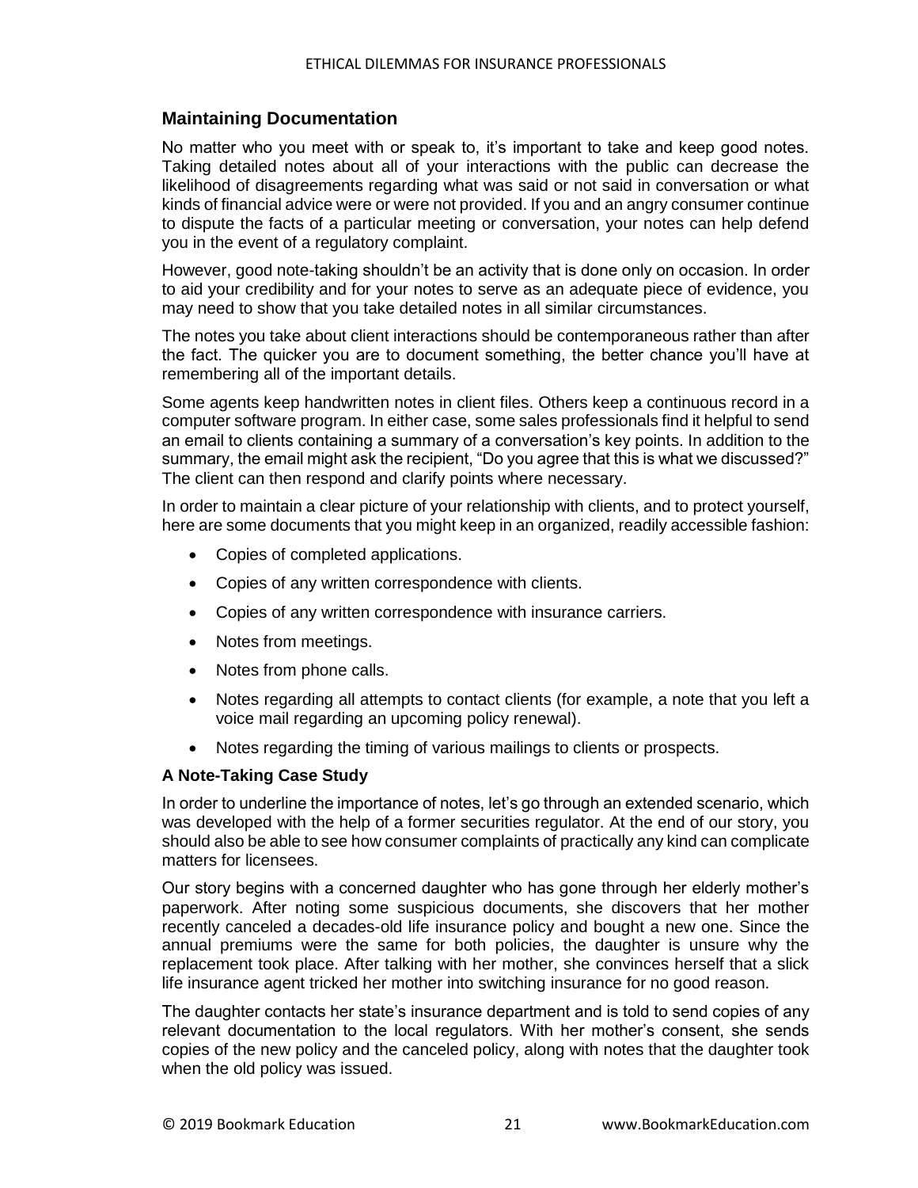## Maintaining Documentation

No matter who you meet with or speak to, it's important to take and keep good notes. Taking detailed notes about all of your interactions with the public can decrease the likelihood of disagreements regarding what was said or not said in conversation or what kinds of financial advice were or were not provided. If you and an angry consumer continue to dispute the facts of a particular meeting or conversation, your notes can help defend you in the event of a regulatory complaint.

However, good note-taking shouldn't be an activity that is done only on occasion. In order to aid your credibility and for your notes to serve as an adequate piece of evidence, you may need to show that you take detailed notes in all similar circumstances.

The notes you take about client interactions should be contemporaneous rather than after the fact. The quicker you are to document something, the better chance you'll have at remembering all of the important details.

Some agents keep handwritten notes in client files. Others keep a continuous record in a computer software program. In either case, some sales professionals find it helpful to send an email to clients containing a summary of a conversation's key points. In addition to the summary, the email might ask the recipient, "Do you agree that this is what we discussed?" The client can then respond and clarify points where necessary.

In order to maintain a clear picture of your relationship with clients, and to protect yourself, here are some documents that you might keep in an organized, readily accessible fashion:

- Copies of completed applications.
- Copies of any written correspondence with clients.
- Copies of any written correspondence with insurance carriers.
- Notes from meetings.
- Notes from phone calls.
- Notes regarding all attempts to contact clients (for example, a note that you left a voice mail regarding an upcoming policy renewal).
- Notes regarding the timing of various mailings to clients or prospects.

### A Note-Taking Case Study

In order to underline the importance of notes, let's go through an extended scenario, which was developed with the help of a former securities regulator. At the end of our story, you should also be able to see how consumer complaints of practically any kind can complicate matters for licensees.

Our story begins with a concerned daughter who has gone through her elderly mother's paperwork. After noting some suspicious documents, she discovers that her mother recently canceled a decades-old life insurance policy and bought a new one. Since the annual premiums were the same for both policies, the daughter is unsure why the replacement took place. After talking with her mother, she convinces herself that a slick life insurance agent tricked her mother into switching insurance for no good reason.

The daughter contacts her state's insurance department and is told to send copies of any relevant documentation to the local regulators. With her mother's consent, she sends copies of the new policy and the canceled policy, along with notes that the daughter took when the old policy was issued.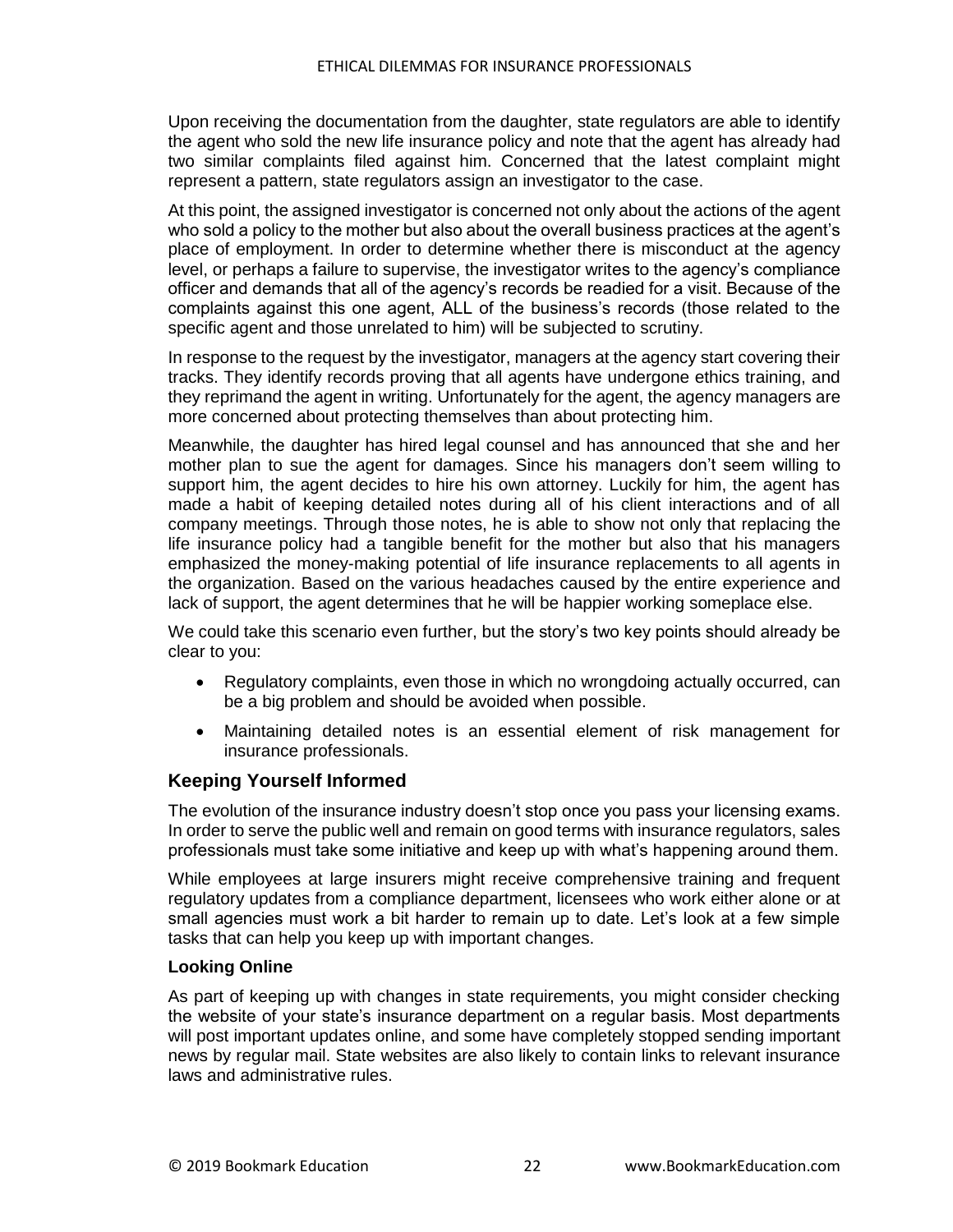Upon receiving the documentation from the daughter, state regulators are able to identify the agent who sold the new life insurance policy and note that the agent has already had two similar complaints filed against him. Concerned that the latest complaint might represent a pattern, state regulators assign an investigator to the case.

At this point, the assigned investigator is concerned not only about the actions of the agent who sold a policy to the mother but also about the overall business practices at the agent's place of employment. In order to determine whether there is misconduct at the agency level, or perhaps a failure to supervise, the investigator writes to the agency's compliance officer and demands that all of the agency's records be readied for a visit. Because of the complaints against this one agent, ALL of the business's records (those related to the specific agent and those unrelated to him) will be subjected to scrutiny.

In response to the request by the investigator, managers at the agency start covering their tracks. They identify records proving that all agents have undergone ethics training, and they reprimand the agent in writing. Unfortunately for the agent, the agency managers are more concerned about protecting themselves than about protecting him.

Meanwhile, the daughter has hired legal counsel and has announced that she and her mother plan to sue the agent for damages. Since his managers don't seem willing to support him, the agent decides to hire his own attorney. Luckily for him, the agent has made a habit of keeping detailed notes during all of his client interactions and of all company meetings. Through those notes, he is able to show not only that replacing the life insurance policy had a tangible benefit for the mother but also that his managers emphasized the money-making potential of life insurance replacements to all agents in the organization. Based on the various headaches caused by the entire experience and lack of support, the agent determines that he will be happier working someplace else.

We could take this scenario even further, but the story's two key points should already be clear to you:

- Regulatory complaints, even those in which no wrongdoing actually occurred, can be a big problem and should be avoided when possible.
- Maintaining detailed notes is an essential element of risk management for insurance professionals.

## Keeping Yourself Informed

The evolution of the insurance industry doesn't stop once you pass your licensing exams. In order to serve the public well and remain on good terms with insurance regulators, sales professionals must take some initiative and keep up with what's happening around them.

While employees at large insurers might receive comprehensive training and frequent regulatory updates from a compliance department, licensees who work either alone or at small agencies must work a bit harder to remain up to date. Let's look at a few simple tasks that can help you keep up with important changes.

### Looking Online

As part of keeping up with changes in state requirements, you might consider checking the website of your state's insurance department on a regular basis. Most departments will post important updates online, and some have completely stopped sending important news by regular mail. State websites are also likely to contain links to relevant insurance laws and administrative rules.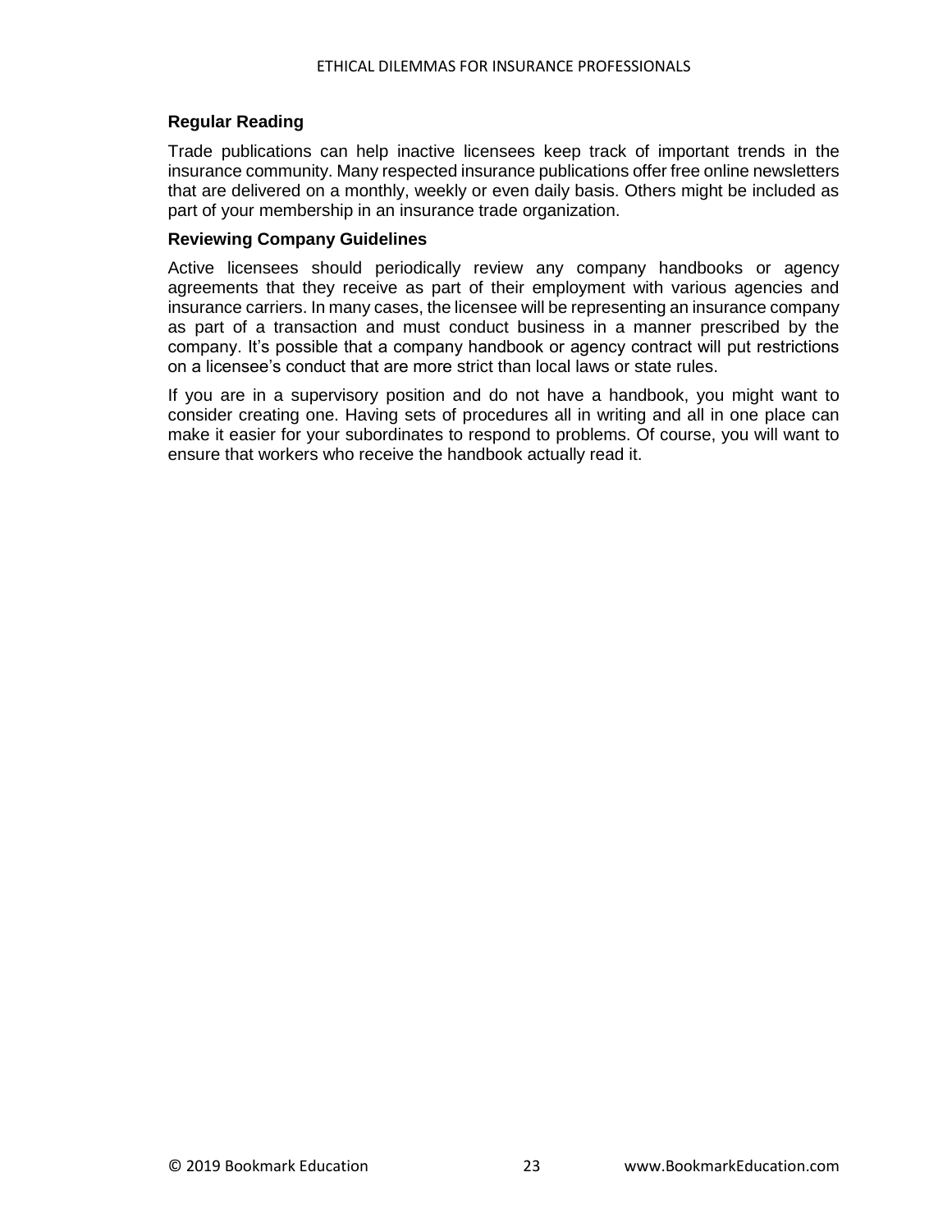### Regular Reading

Trade publications can help inactive licensees keep track of important trends in the insurance community. Many respected insurance publications offer free online newsletters that are delivered on a monthly, weekly or even daily basis. Others might be included as part of your membership in an insurance trade organization.

### Reviewing Company Guidelines

Active licensees should periodically review any company handbooks or agency agreements that they receive as part of their employment with various agencies and insurance carriers. In many cases, the licensee will be representing an insurance company as part of a transaction and must conduct business in a manner prescribed by the company. It's possible that a company handbook or agency contract will put restrictions on a licensee's conduct that are more strict than local laws or state rules.

If you are in a supervisory position and do not have a handbook, you might want to consider creating one. Having sets of procedures all in writing and all in one place can make it easier for your subordinates to respond to problems. Of course, you will want to ensure that workers who receive the handbook actually read it.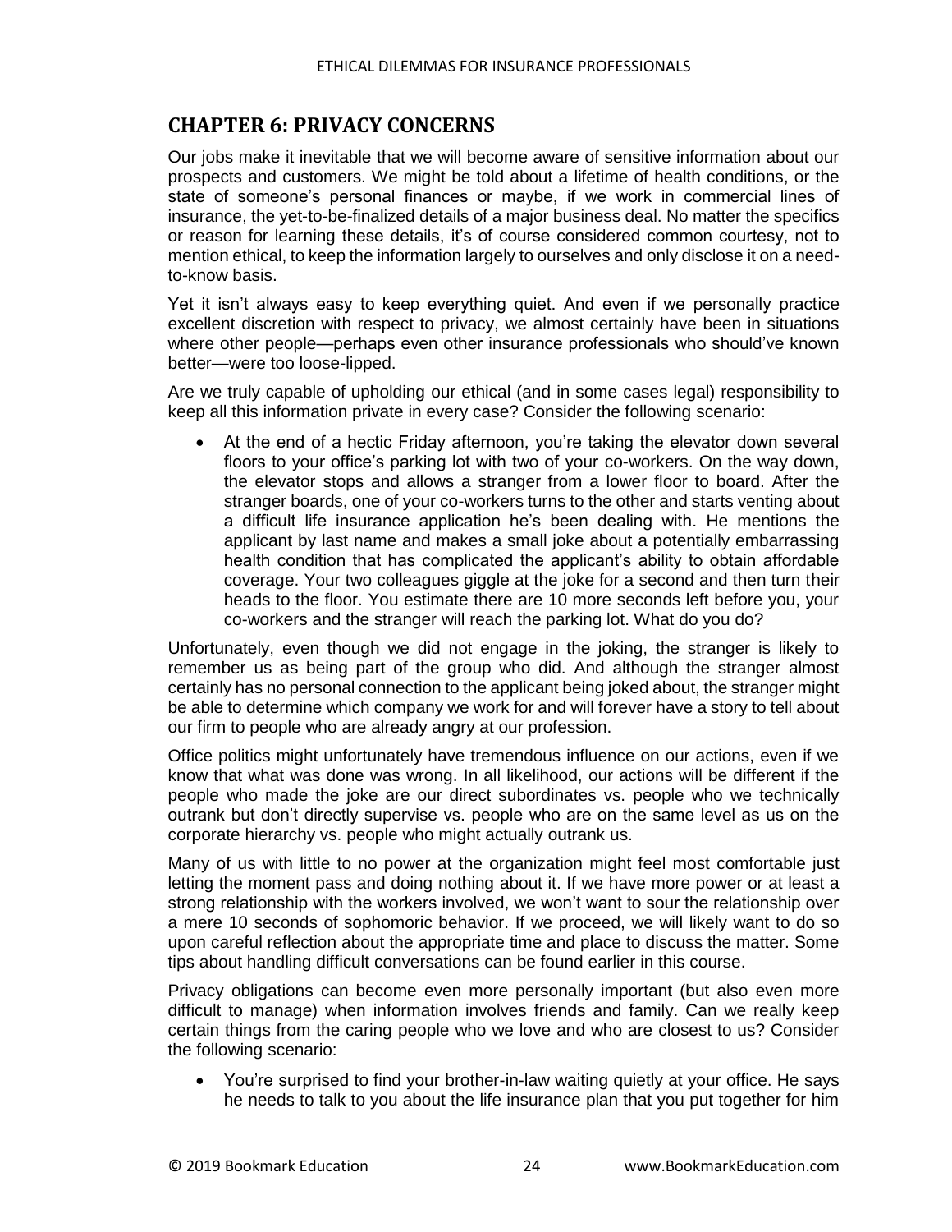## CHAPTER 6: PRIVACY CONCERNS

Our jobs make it inevitable that we will become aware of sensitive information about our prospects and customers. We might be told about a lifetime of health conditions, or the state of someone's personal finances or maybe, if we work in commercial lines of insurance, the yet-to-be-finalized details of a major business deal. No matter the specifics or reason for learning these details, it's of course considered common courtesy, not to mention ethical, to keep the information largely to ourselves and only disclose it on a need-to-know basis.

Yet it isn't always easy to keep everything quiet. And even if we personally practice excellent discretion with respect to privacy, we almost certainly have been in situations where other people—perhaps even other insurance professionals who should've known better—were too loose-lipped.

Are we truly capable of upholding our ethical (and in some cases legal) responsibility to keep all this information private in every case? Consider the following scenario:

- At the end of a hectic Friday afternoon, you're taking the elevator down several floors to your office's parking lot with two of your co-workers. On the way down, the elevator stops and allows a stranger from a lower floor to board. After the stranger boards, one of your co-workers turns to the other and starts venting about a difficult life insurance application he's been dealing with. He mentions the applicant by last name and makes a small joke about a potentially embarrassing health condition that has complicated the applicant's ability to obtain affordable coverage. Your two colleagues giggle at the joke for a second and then turn their heads to the floor. You estimate there are 10 more seconds left before you, your co-workers and the stranger will reach the parking lot. What do you do?

Unfortunately, even though we did not engage in the joking, the stranger is likely to remember us as being part of the group who did. And although the stranger almost certainly has no personal connection to the applicant being joked about, the stranger might be able to determine which company we work for and will forever have a story to tell about our firm to people who are already angry at our profession.

Office politics might unfortunately have tremendous influence on our actions, even if we know that what was done was wrong. In all likelihood, our actions will be different if the people who made the joke are our direct subordinates vs. people who we technically outrank but don't directly supervise vs. people who are on the same level as us on the corporate hierarchy vs. people who might actually outrank us.

Many of us with little to no power at the organization might feel most comfortable just letting the moment pass and doing nothing about it. If we have more power or at least a strong relationship with the workers involved, we won't want to sour the relationship over a mere 10 seconds of sophomoric behavior. If we proceed, we will likely want to do so upon careful reflection about the appropriate time and place to discuss the matter. Some tips about handling difficult conversations can be found earlier in this course.

Privacy obligations can become even more personally important (but also even more difficult to manage) when information involves friends and family. Can we really keep certain things from the caring people who we love and who are closest to us? Consider the following scenario:

- You're surprised to find your brother-in-law waiting quietly at your office. He says he needs to talk to you about the life insurance plan that you put together for him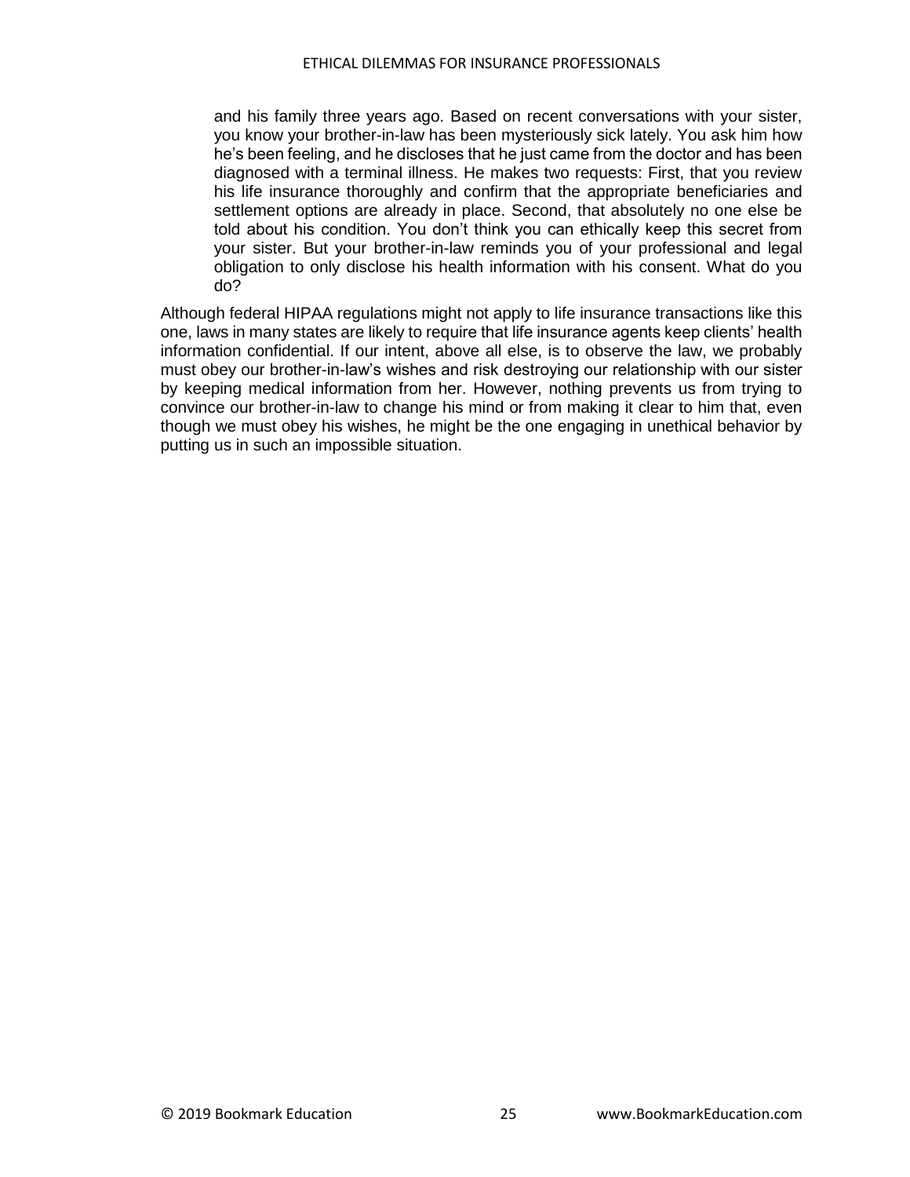> and his family three years ago. Based on recent conversations with your sister, you know your brother-in-law has been mysteriously sick lately. You ask him how he's been feeling, and he discloses that he just came from the doctor and has been diagnosed with a terminal illness. He makes two requests: First, that you review his life insurance thoroughly and confirm that the appropriate beneficiaries and settlement options are already in place. Second, that absolutely no one else be told about his condition. You don't think you can ethically keep this secret from your sister. But your brother-in-law reminds you of your professional and legal obligation to only disclose his health information with his consent. What do you do?

Although federal HIPAA regulations might not apply to life insurance transactions like this one, laws in many states are likely to require that life insurance agents keep clients' health information confidential. If our intent, above all else, is to observe the law, we probably must obey our brother-in-law's wishes and risk destroying our relationship with our sister by keeping medical information from her. However, nothing prevents us from trying to convince our brother-in-law to change his mind or from making it clear to him that, even though we must obey his wishes, he might be the one engaging in unethical behavior by putting us in such an impossible situation.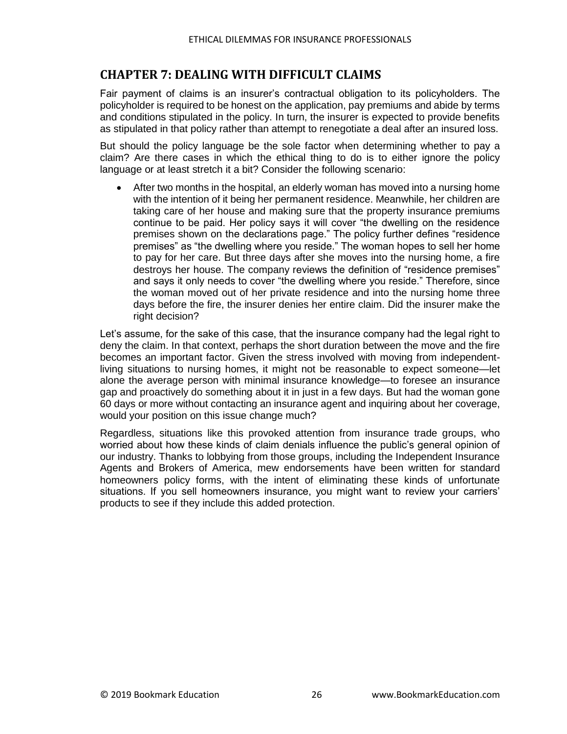# CHAPTER 7: DEALING WITH DIFFICULT CLAIMS

Fair payment of claims is an insurer's contractual obligation to its policyholders. The policyholder is required to be honest on the application, pay premiums and abide by terms and conditions stipulated in the policy. In turn, the insurer is expected to provide benefits as stipulated in that policy rather than attempt to renegotiate a deal after an insured loss.

But should the policy language be the sole factor when determining whether to pay a claim? Are there cases in which the ethical thing to do is to either ignore the policy language or at least stretch it a bit? Consider the following scenario:

- After two months in the hospital, an elderly woman has moved into a nursing home with the intention of it being her permanent residence. Meanwhile, her children are taking care of her house and making sure that the property insurance premiums continue to be paid. Her policy says it will cover "the dwelling on the residence premises shown on the declarations page." The policy further defines "residence premises" as "the dwelling where you reside." The woman hopes to sell her home to pay for her care. But three days after she moves into the nursing home, a fire destroys her house. The company reviews the definition of "residence premises" and says it only needs to cover "the dwelling where you reside." Therefore, since the woman moved out of her private residence and into the nursing home three days before the fire, the insurer denies her entire claim. Did the insurer make the right decision?

Let's assume, for the sake of this case, that the insurance company had the legal right to deny the claim. In that context, perhaps the short duration between the move and the fire becomes an important factor. Given the stress involved with moving from independent-living situations to nursing homes, it might not be reasonable to expect someone—let alone the average person with minimal insurance knowledge—to foresee an insurance gap and proactively do something about it in just in a few days. But had the woman gone 60 days or more without contacting an insurance agent and inquiring about her coverage, would your position on this issue change much?

Regardless, situations like this provoked attention from insurance trade groups, who worried about how these kinds of claim denials influence the public's general opinion of our industry. Thanks to lobbying from those groups, including the Independent Insurance Agents and Brokers of America, mew endorsements have been written for standard homeowners policy forms, with the intent of eliminating these kinds of unfortunate situations. If you sell homeowners insurance, you might want to review your carriers' products to see if they include this added protection.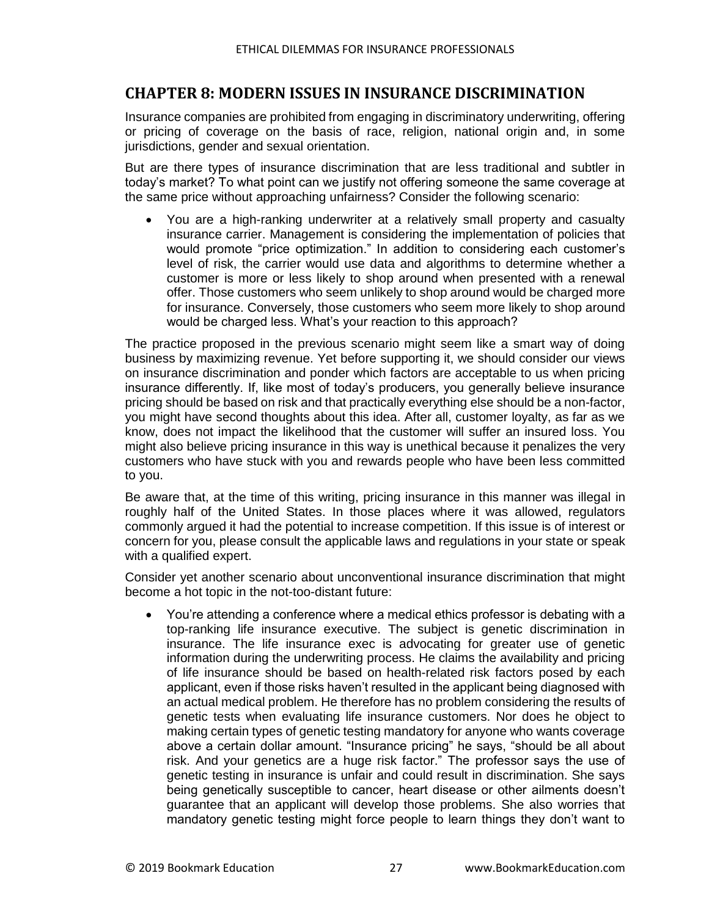## CHAPTER 8: MODERN ISSUES IN INSURANCE DISCRIMINATION

Insurance companies are prohibited from engaging in discriminatory underwriting, offering or pricing of coverage on the basis of race, religion, national origin and, in some jurisdictions, gender and sexual orientation.

But are there types of insurance discrimination that are less traditional and subtler in today's market? To what point can we justify not offering someone the same coverage at the same price without approaching unfairness? Consider the following scenario:

- You are a high-ranking underwriter at a relatively small property and casualty insurance carrier. Management is considering the implementation of policies that would promote "price optimization." In addition to considering each customer's level of risk, the carrier would use data and algorithms to determine whether a customer is more or less likely to shop around when presented with a renewal offer. Those customers who seem unlikely to shop around would be charged more for insurance. Conversely, those customers who seem more likely to shop around would be charged less. What's your reaction to this approach?

The practice proposed in the previous scenario might seem like a smart way of doing business by maximizing revenue. Yet before supporting it, we should consider our views on insurance discrimination and ponder which factors are acceptable to us when pricing insurance differently. If, like most of today's producers, you generally believe insurance pricing should be based on risk and that practically everything else should be a non-factor, you might have second thoughts about this idea. After all, customer loyalty, as far as we know, does not impact the likelihood that the customer will suffer an insured loss. You might also believe pricing insurance in this way is unethical because it penalizes the very customers who have stuck with you and rewards people who have been less committed to you.

Be aware that, at the time of this writing, pricing insurance in this manner was illegal in roughly half of the United States. In those places where it was allowed, regulators commonly argued it had the potential to increase competition. If this issue is of interest or concern for you, please consult the applicable laws and regulations in your state or speak with a qualified expert.

Consider yet another scenario about unconventional insurance discrimination that might become a hot topic in the not-too-distant future:

- You're attending a conference where a medical ethics professor is debating with a top-ranking life insurance executive. The subject is genetic discrimination in insurance. The life insurance exec is advocating for greater use of genetic information during the underwriting process. He claims the availability and pricing of life insurance should be based on health-related risk factors posed by each applicant, even if those risks haven't resulted in the applicant being diagnosed with an actual medical problem. He therefore has no problem considering the results of genetic tests when evaluating life insurance customers. Nor does he object to making certain types of genetic testing mandatory for anyone who wants coverage above a certain dollar amount. "Insurance pricing" he says, "should be all about risk. And your genetics are a huge risk factor." The professor says the use of genetic testing in insurance is unfair and could result in discrimination. She says being genetically susceptible to cancer, heart disease or other ailments doesn't guarantee that an applicant will develop those problems. She also worries that mandatory genetic testing might force people to learn things they don't want to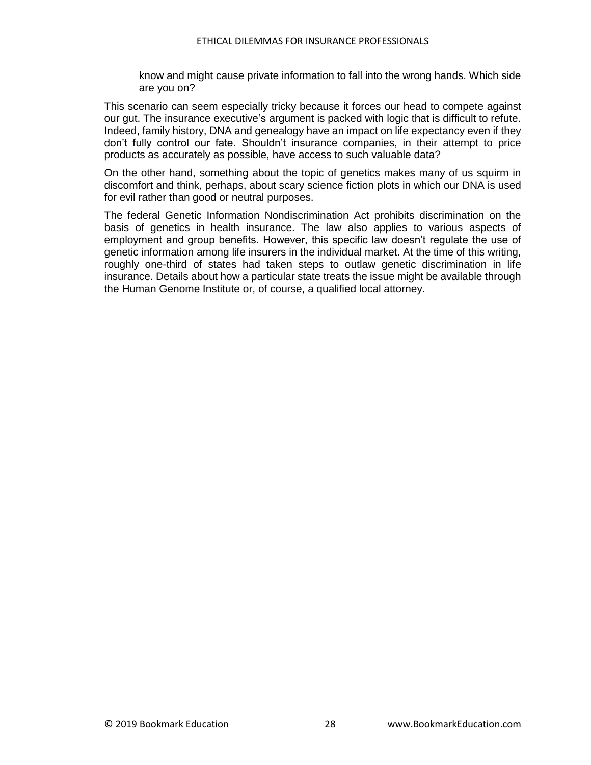> know and might cause private information to fall into the wrong hands. Which side are you on?

This scenario can seem especially tricky because it forces our head to compete against our gut. The insurance executive's argument is packed with logic that is difficult to refute. Indeed, family history, DNA and genealogy have an impact on life expectancy even if they don't fully control our fate. Shouldn't insurance companies, in their attempt to price products as accurately as possible, have access to such valuable data?

On the other hand, something about the topic of genetics makes many of us squirm in discomfort and think, perhaps, about scary science fiction plots in which our DNA is used for evil rather than good or neutral purposes.

The federal Genetic Information Nondiscrimination Act prohibits discrimination on the basis of genetics in health insurance. The law also applies to various aspects of employment and group benefits. However, this specific law doesn't regulate the use of genetic information among life insurers in the individual market. At the time of this writing, roughly one-third of states had taken steps to outlaw genetic discrimination in life insurance. Details about how a particular state treats the issue might be available through the Human Genome Institute or, of course, a qualified local attorney.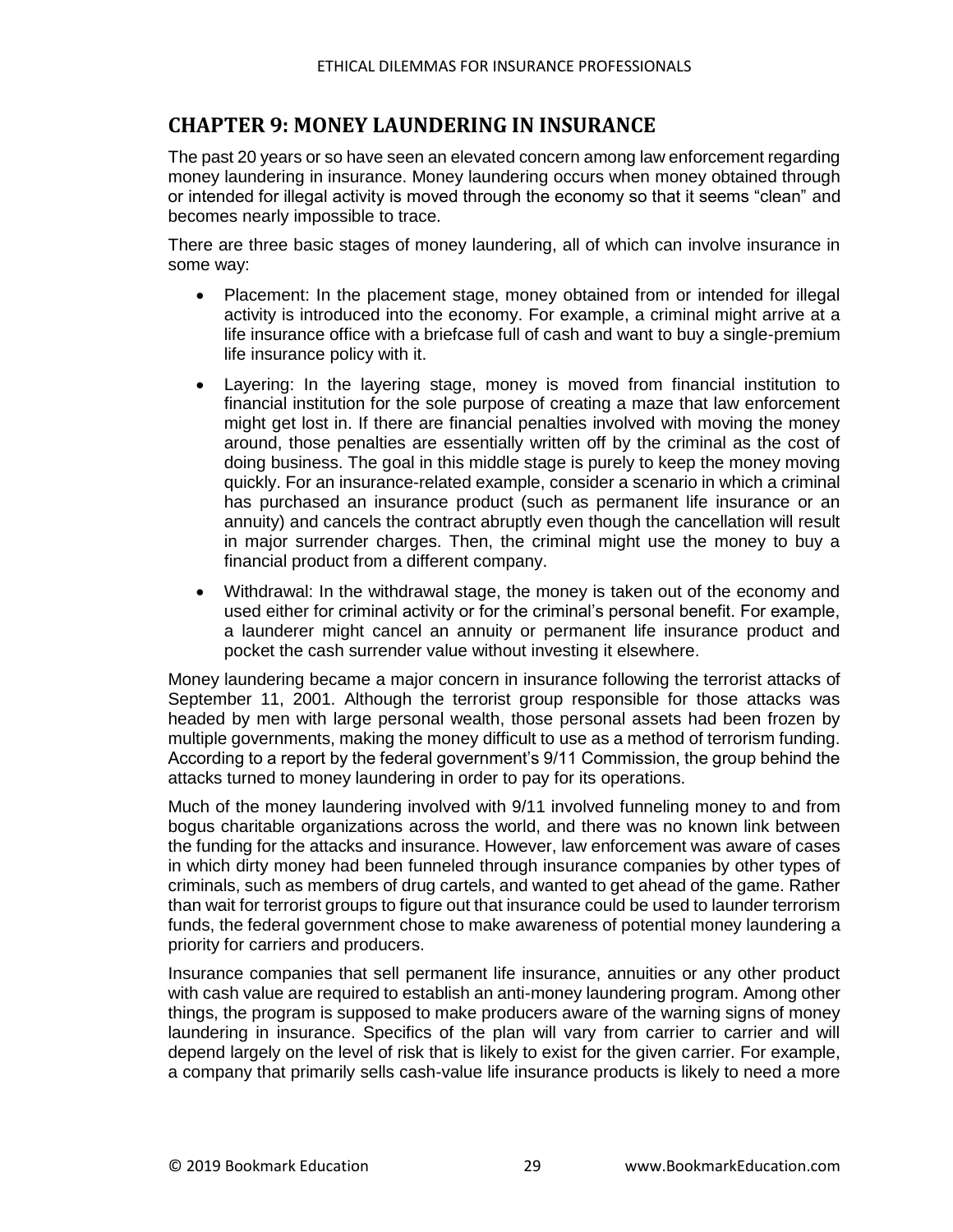## CHAPTER 9: MONEY LAUNDERING IN INSURANCE

The past 20 years or so have seen an elevated concern among law enforcement regarding money laundering in insurance. Money laundering occurs when money obtained through or intended for illegal activity is moved through the economy so that it seems "clean" and becomes nearly impossible to trace.

There are three basic stages of money laundering, all of which can involve insurance in some way:

- Placement: In the placement stage, money obtained from or intended for illegal activity is introduced into the economy. For example, a criminal might arrive at a life insurance office with a briefcase full of cash and want to buy a single-premium life insurance policy with it.
- Layering: In the layering stage, money is moved from financial institution to financial institution for the sole purpose of creating a maze that law enforcement might get lost in. If there are financial penalties involved with moving the money around, those penalties are essentially written off by the criminal as the cost of doing business. The goal in this middle stage is purely to keep the money moving quickly. For an insurance-related example, consider a scenario in which a criminal has purchased an insurance product (such as permanent life insurance or an annuity) and cancels the contract abruptly even though the cancellation will result in major surrender charges. Then, the criminal might use the money to buy a financial product from a different company.
- Withdrawal: In the withdrawal stage, the money is taken out of the economy and used either for criminal activity or for the criminal's personal benefit. For example, a launderer might cancel an annuity or permanent life insurance product and pocket the cash surrender value without investing it elsewhere.

Money laundering became a major concern in insurance following the terrorist attacks of September 11, 2001. Although the terrorist group responsible for those attacks was headed by men with large personal wealth, those personal assets had been frozen by multiple governments, making the money difficult to use as a method of terrorism funding. According to a report by the federal government's 9/11 Commission, the group behind the attacks turned to money laundering in order to pay for its operations.

Much of the money laundering involved with 9/11 involved funneling money to and from bogus charitable organizations across the world, and there was no known link between the funding for the attacks and insurance. However, law enforcement was aware of cases in which dirty money had been funneled through insurance companies by other types of criminals, such as members of drug cartels, and wanted to get ahead of the game. Rather than wait for terrorist groups to figure out that insurance could be used to launder terrorism funds, the federal government chose to make awareness of potential money laundering a priority for carriers and producers.

Insurance companies that sell permanent life insurance, annuities or any other product with cash value are required to establish an anti-money laundering program. Among other things, the program is supposed to make producers aware of the warning signs of money laundering in insurance. Specifics of the plan will vary from carrier to carrier and will depend largely on the level of risk that is likely to exist for the given carrier. For example, a company that primarily sells cash-value life insurance products is likely to need a more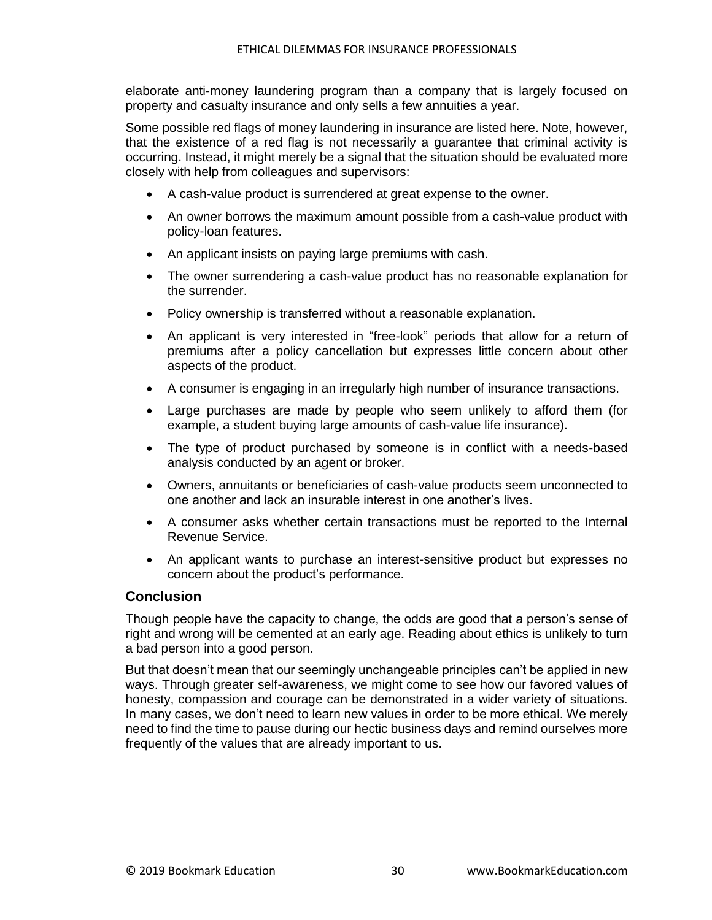elaborate anti-money laundering program than a company that is largely focused on property and casualty insurance and only sells a few annuities a year.

Some possible red flags of money laundering in insurance are listed here. Note, however, that the existence of a red flag is not necessarily a guarantee that criminal activity is occurring. Instead, it might merely be a signal that the situation should be evaluated more closely with help from colleagues and supervisors:

- A cash-value product is surrendered at great expense to the owner.
- An owner borrows the maximum amount possible from a cash-value product with policy-loan features.
- An applicant insists on paying large premiums with cash.
- The owner surrendering a cash-value product has no reasonable explanation for the surrender.
- Policy ownership is transferred without a reasonable explanation.
- An applicant is very interested in "free-look" periods that allow for a return of premiums after a policy cancellation but expresses little concern about other aspects of the product.
- A consumer is engaging in an irregularly high number of insurance transactions.
- Large purchases are made by people who seem unlikely to afford them (for example, a student buying large amounts of cash-value life insurance).
- The type of product purchased by someone is in conflict with a needs-based analysis conducted by an agent or broker.
- Owners, annuitants or beneficiaries of cash-value products seem unconnected to one another and lack an insurable interest in one another's lives.
- A consumer asks whether certain transactions must be reported to the Internal Revenue Service.
- An applicant wants to purchase an interest-sensitive product but expresses no concern about the product's performance.

## Conclusion

Though people have the capacity to change, the odds are good that a person's sense of right and wrong will be cemented at an early age. Reading about ethics is unlikely to turn a bad person into a good person.

But that doesn't mean that our seemingly unchangeable principles can't be applied in new ways. Through greater self-awareness, we might come to see how our favored values of honesty, compassion and courage can be demonstrated in a wider variety of situations. In many cases, we don't need to learn new values in order to be more ethical. We merely need to find the time to pause during our hectic business days and remind ourselves more frequently of the values that are already important to us.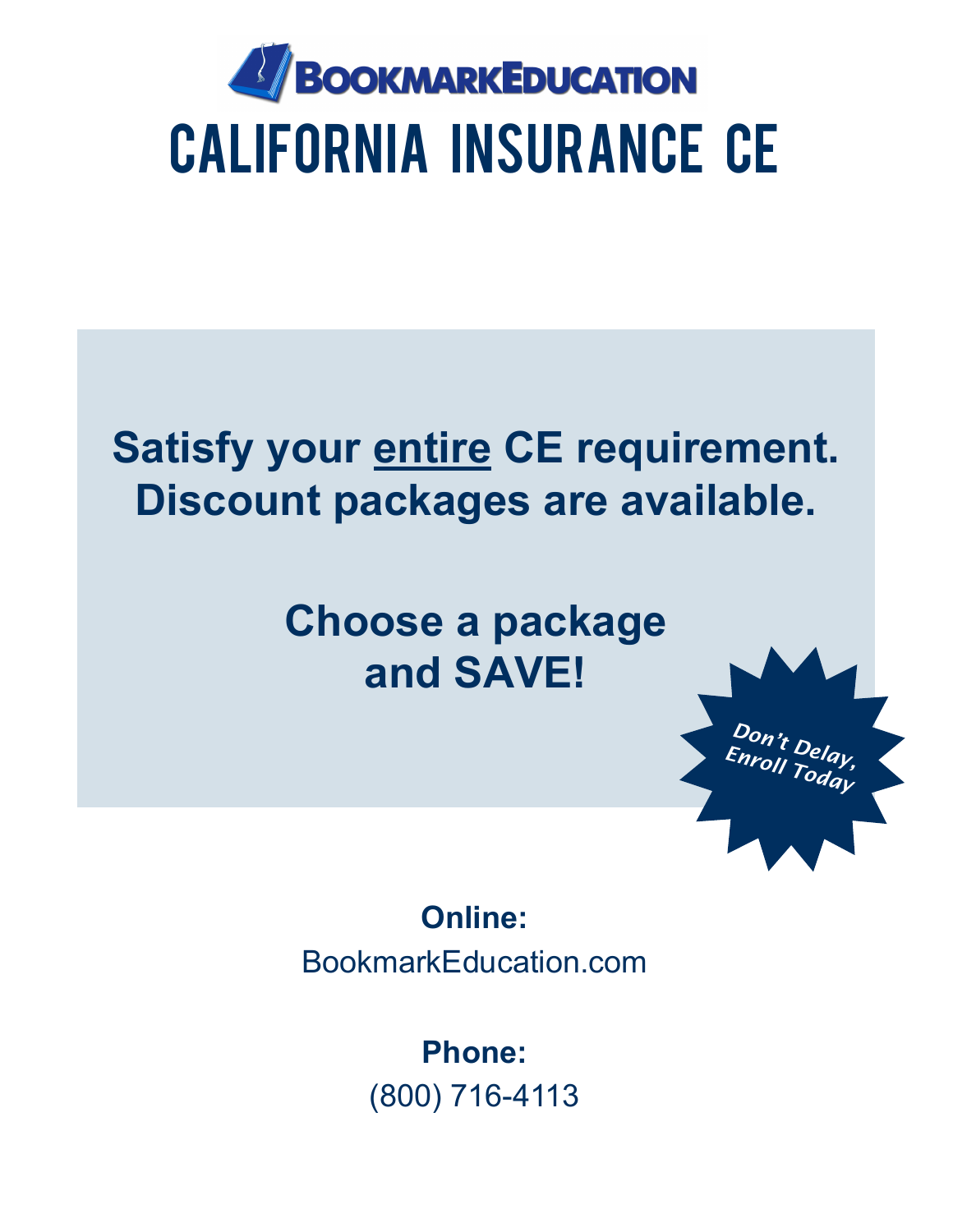# BookmarkEducation

# CALIFORNIA INSURANCE CE

**Satisfy your entire CE requirement.**
**Discount packages are available.**

**Choose a package and SAVE!**

*Don't Delay, Enroll Today*

**Online:**
BookmarkEducation.com

**Phone:**
(800) 716-4113